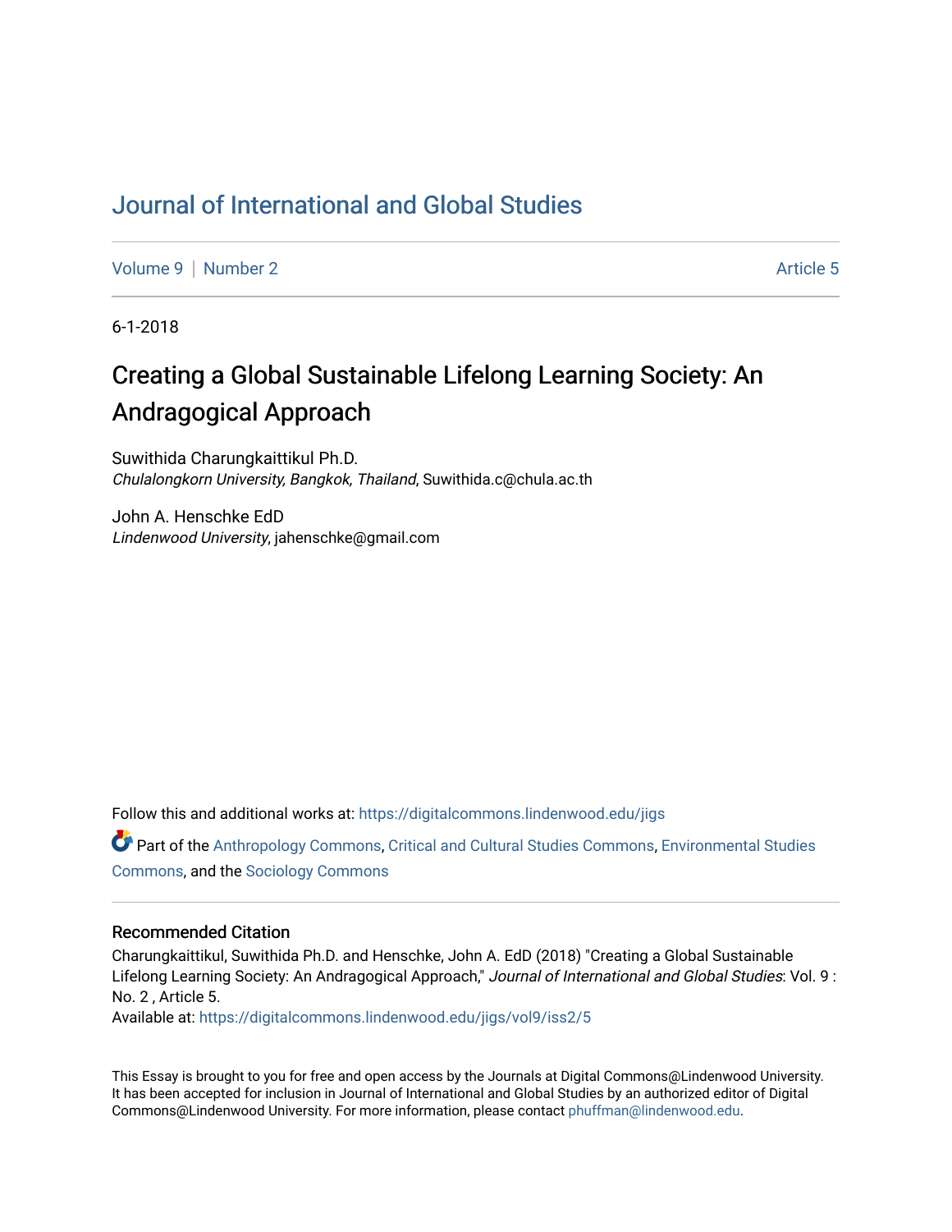# Journal of International and Global Studies

Volume 9 | Number 2 Article 5

6-1-2018

## Creating a Global Sustainable Lifelong Learning Society: An Andragogical Approach

Suwithida Charungkaittikul Ph.D.
*Chulalongkorn University, Bangkok, Thailand*, Suwithida.c@chula.ac.th

John A. Henschke EdD
*Lindenwood University*, jahenschke@gmail.com

Follow this and additional works at: https://digitalcommons.lindenwood.edu/jigs

Part of the Anthropology Commons, Critical and Cultural Studies Commons, Environmental Studies Commons, and the Sociology Commons

### Recommended Citation

Charungkaittikul, Suwithida Ph.D. and Henschke, John A. EdD (2018) "Creating a Global Sustainable Lifelong Learning Society: An Andragogical Approach," *Journal of International and Global Studies*: Vol. 9 : No. 2 , Article 5.
Available at: https://digitalcommons.lindenwood.edu/jigs/vol9/iss2/5

This Essay is brought to you for free and open access by the Journals at Digital Commons@Lindenwood University. It has been accepted for inclusion in Journal of International and Global Studies by an authorized editor of Digital Commons@Lindenwood University. For more information, please contact phuffman@lindenwood.edu.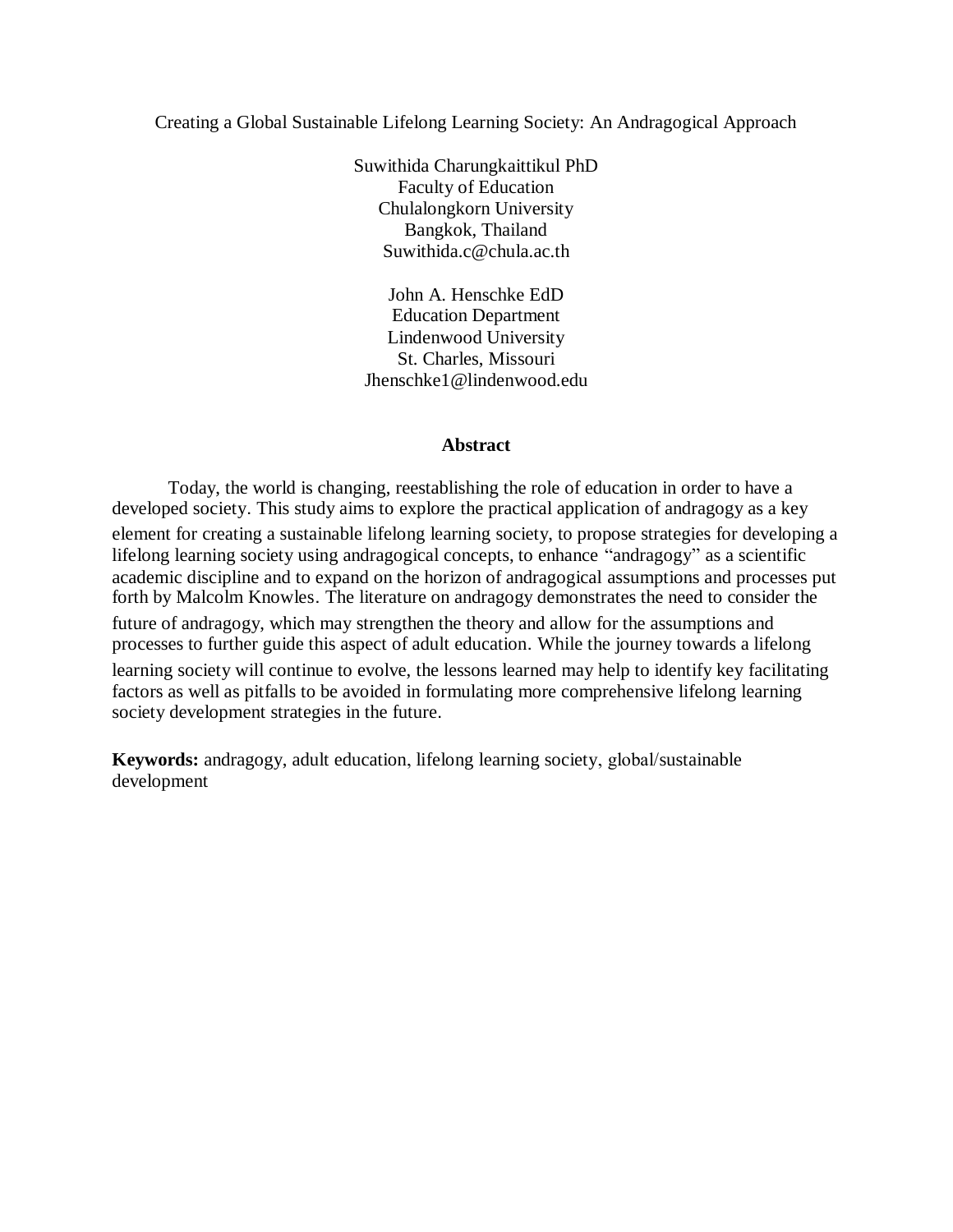# Creating a Global Sustainable Lifelong Learning Society: An Andragogical Approach

Suwithida Charungkaittikul PhD
Faculty of Education
Chulalongkorn University
Bangkok, Thailand
Suwithida.c@chula.ac.th

John A. Henschke EdD
Education Department
Lindenwood University
St. Charles, Missouri
Jhenschke1@lindenwood.edu

## Abstract

Today, the world is changing, reestablishing the role of education in order to have a developed society. This study aims to explore the practical application of andragogy as a key element for creating a sustainable lifelong learning society, to propose strategies for developing a lifelong learning society using andragogical concepts, to enhance "andragogy" as a scientific academic discipline and to expand on the horizon of andragogical assumptions and processes put forth by Malcolm Knowles. The literature on andragogy demonstrates the need to consider the future of andragogy, which may strengthen the theory and allow for the assumptions and processes to further guide this aspect of adult education. While the journey towards a lifelong learning society will continue to evolve, the lessons learned may help to identify key facilitating factors as well as pitfalls to be avoided in formulating more comprehensive lifelong learning society development strategies in the future.

**Keywords:** andragogy, adult education, lifelong learning society, global/sustainable development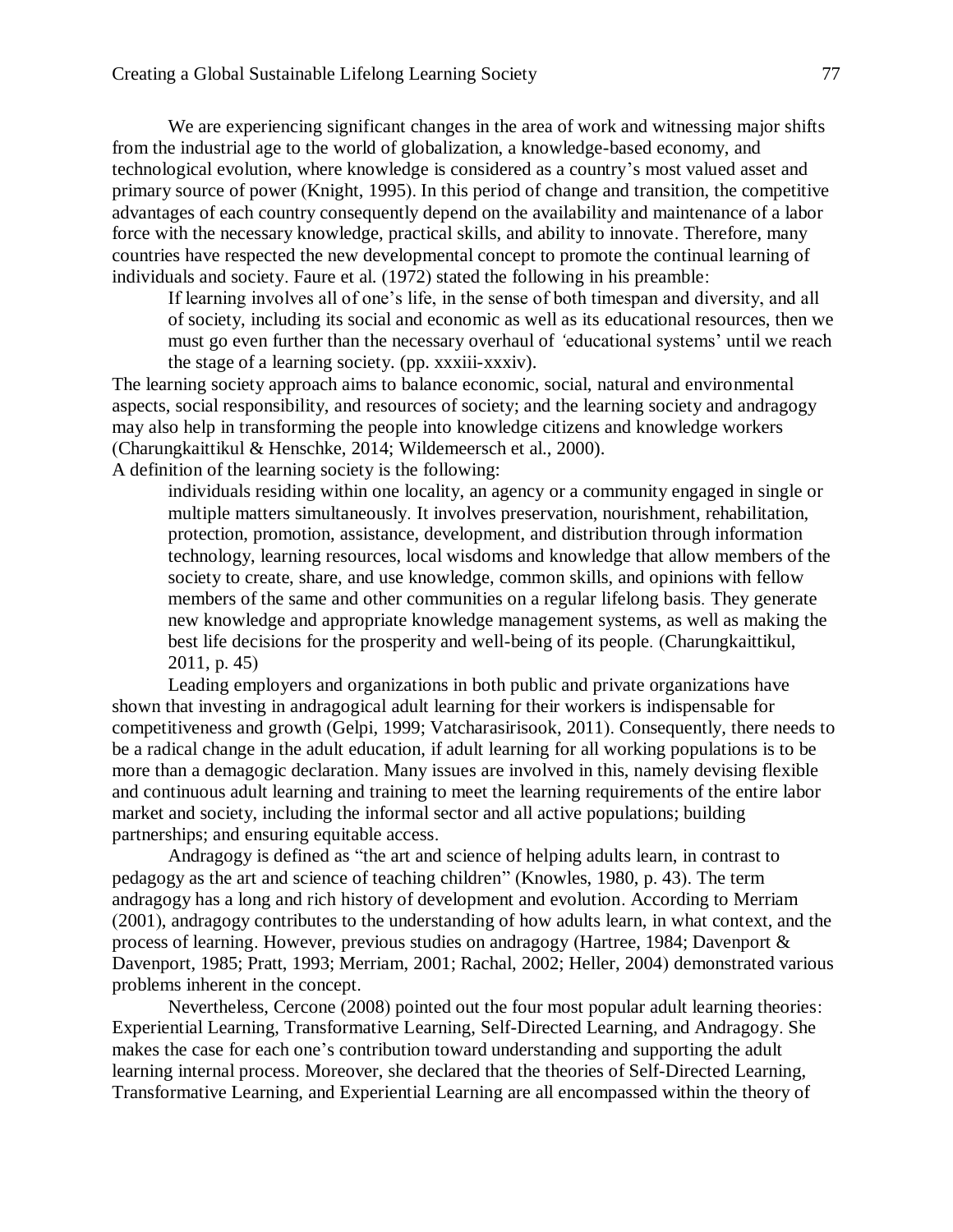We are experiencing significant changes in the area of work and witnessing major shifts from the industrial age to the world of globalization, a knowledge-based economy, and technological evolution, where knowledge is considered as a country's most valued asset and primary source of power (Knight, 1995). In this period of change and transition, the competitive advantages of each country consequently depend on the availability and maintenance of a labor force with the necessary knowledge, practical skills, and ability to innovate. Therefore, many countries have respected the new developmental concept to promote the continual learning of individuals and society. Faure et al. (1972) stated the following in his preamble:

> If learning involves all of one's life, in the sense of both timespan and diversity, and all of society, including its social and economic as well as its educational resources, then we must go even further than the necessary overhaul of 'educational systems' until we reach the stage of a learning society. (pp. xxxiii-xxxiv).

The learning society approach aims to balance economic, social, natural and environmental aspects, social responsibility, and resources of society; and the learning society and andragogy may also help in transforming the people into knowledge citizens and knowledge workers (Charungkaittikul & Henschke, 2014; Wildemeersch et al., 2000).

A definition of the learning society is the following:

> individuals residing within one locality, an agency or a community engaged in single or multiple matters simultaneously. It involves preservation, nourishment, rehabilitation, protection, promotion, assistance, development, and distribution through information technology, learning resources, local wisdoms and knowledge that allow members of the society to create, share, and use knowledge, common skills, and opinions with fellow members of the same and other communities on a regular lifelong basis. They generate new knowledge and appropriate knowledge management systems, as well as making the best life decisions for the prosperity and well-being of its people. (Charungkaittikul, 2011, p. 45)

Leading employers and organizations in both public and private organizations have shown that investing in andragogical adult learning for their workers is indispensable for competitiveness and growth (Gelpi, 1999; Vatcharasirisook, 2011). Consequently, there needs to be a radical change in the adult education, if adult learning for all working populations is to be more than a demagogic declaration. Many issues are involved in this, namely devising flexible and continuous adult learning and training to meet the learning requirements of the entire labor market and society, including the informal sector and all active populations; building partnerships; and ensuring equitable access.

Andragogy is defined as "the art and science of helping adults learn, in contrast to pedagogy as the art and science of teaching children" (Knowles, 1980, p. 43). The term andragogy has a long and rich history of development and evolution. According to Merriam (2001), andragogy contributes to the understanding of how adults learn, in what context, and the process of learning. However, previous studies on andragogy (Hartree, 1984; Davenport & Davenport, 1985; Pratt, 1993; Merriam, 2001; Rachal, 2002; Heller, 2004) demonstrated various problems inherent in the concept.

Nevertheless, Cercone (2008) pointed out the four most popular adult learning theories: Experiential Learning, Transformative Learning, Self-Directed Learning, and Andragogy. She makes the case for each one's contribution toward understanding and supporting the adult learning internal process. Moreover, she declared that the theories of Self-Directed Learning, Transformative Learning, and Experiential Learning are all encompassed within the theory of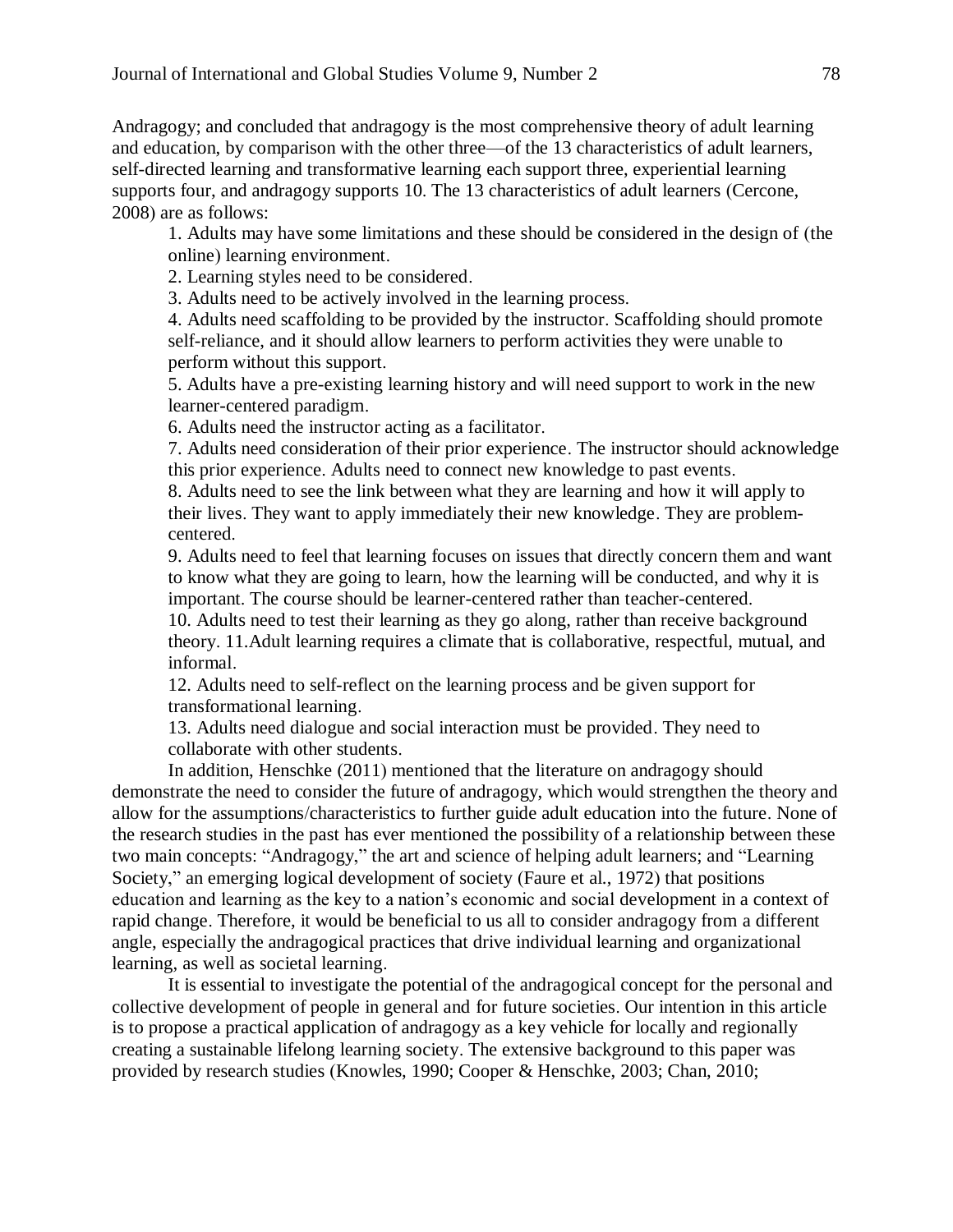Andragogy; and concluded that andragogy is the most comprehensive theory of adult learning and education, by comparison with the other three—of the 13 characteristics of adult learners, self-directed learning and transformative learning each support three, experiential learning supports four, and andragogy supports 10. The 13 characteristics of adult learners (Cercone, 2008) are as follows:

1. Adults may have some limitations and these should be considered in the design of (the online) learning environment.
2. Learning styles need to be considered.
3. Adults need to be actively involved in the learning process.
4. Adults need scaffolding to be provided by the instructor. Scaffolding should promote self-reliance, and it should allow learners to perform activities they were unable to perform without this support.
5. Adults have a pre-existing learning history and will need support to work in the new learner-centered paradigm.
6. Adults need the instructor acting as a facilitator.
7. Adults need consideration of their prior experience. The instructor should acknowledge this prior experience. Adults need to connect new knowledge to past events.
8. Adults need to see the link between what they are learning and how it will apply to their lives. They want to apply immediately their new knowledge. They are problem-centered.
9. Adults need to feel that learning focuses on issues that directly concern them and want to know what they are going to learn, how the learning will be conducted, and why it is important. The course should be learner-centered rather than teacher-centered.
10. Adults need to test their learning as they go along, rather than receive background theory. 11.Adult learning requires a climate that is collaborative, respectful, mutual, and informal.
12. Adults need to self-reflect on the learning process and be given support for transformational learning.
13. Adults need dialogue and social interaction must be provided. They need to collaborate with other students.

In addition, Henschke (2011) mentioned that the literature on andragogy should demonstrate the need to consider the future of andragogy, which would strengthen the theory and allow for the assumptions/characteristics to further guide adult education into the future. None of the research studies in the past has ever mentioned the possibility of a relationship between these two main concepts: "Andragogy," the art and science of helping adult learners; and "Learning Society," an emerging logical development of society (Faure et al., 1972) that positions education and learning as the key to a nation's economic and social development in a context of rapid change. Therefore, it would be beneficial to us all to consider andragogy from a different angle, especially the andragogical practices that drive individual learning and organizational learning, as well as societal learning.

It is essential to investigate the potential of the andragogical concept for the personal and collective development of people in general and for future societies. Our intention in this article is to propose a practical application of andragogy as a key vehicle for locally and regionally creating a sustainable lifelong learning society. The extensive background to this paper was provided by research studies (Knowles, 1990; Cooper & Henschke, 2003; Chan, 2010;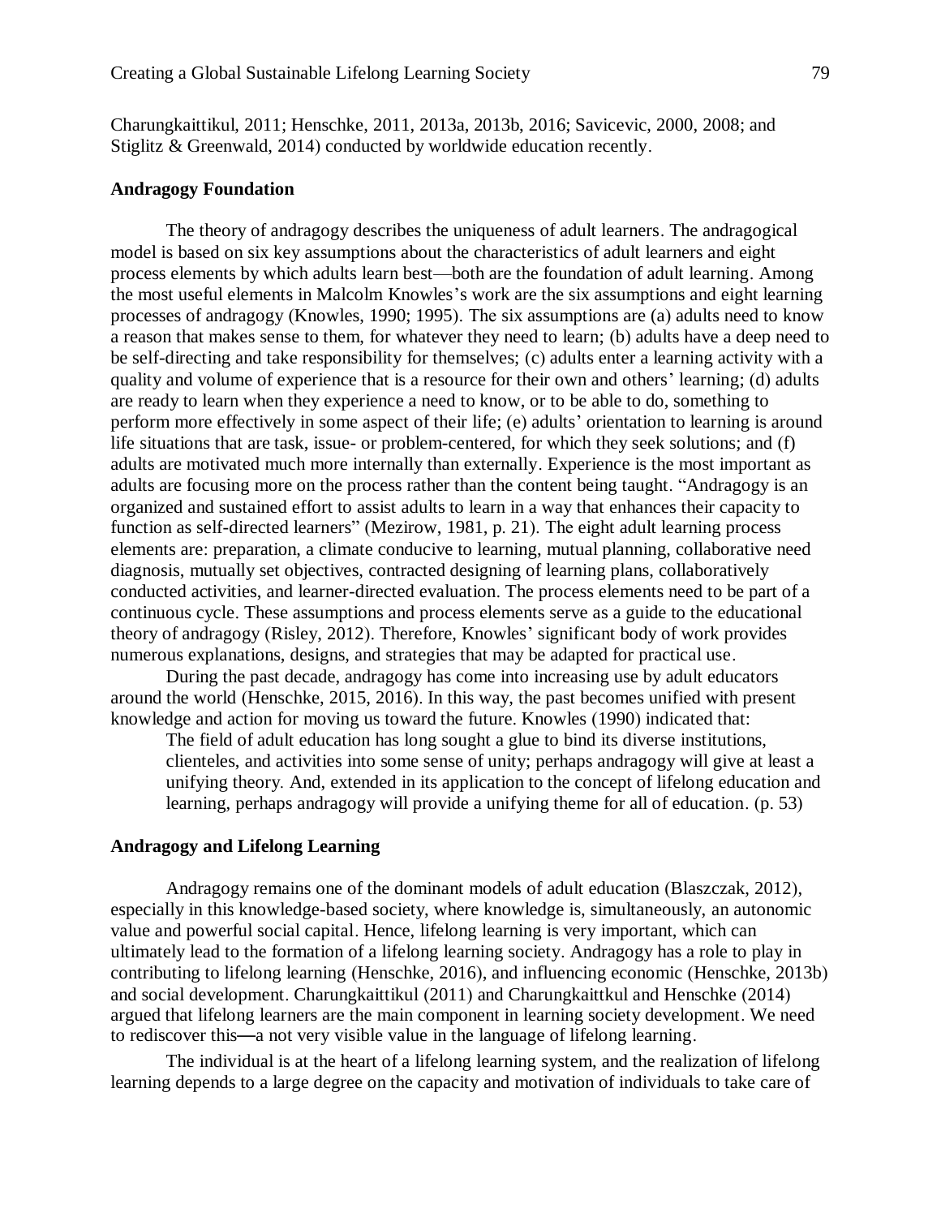Charungkaittikul, 2011; Henschke, 2011, 2013a, 2013b, 2016; Savicevic, 2000, 2008; and Stiglitz & Greenwald, 2014) conducted by worldwide education recently.

### Andragogy Foundation

The theory of andragogy describes the uniqueness of adult learners. The andragogical model is based on six key assumptions about the characteristics of adult learners and eight process elements by which adults learn best—both are the foundation of adult learning. Among the most useful elements in Malcolm Knowles's work are the six assumptions and eight learning processes of andragogy (Knowles, 1990; 1995). The six assumptions are (a) adults need to know a reason that makes sense to them, for whatever they need to learn; (b) adults have a deep need to be self-directing and take responsibility for themselves; (c) adults enter a learning activity with a quality and volume of experience that is a resource for their own and others' learning; (d) adults are ready to learn when they experience a need to know, or to be able to do, something to perform more effectively in some aspect of their life; (e) adults' orientation to learning is around life situations that are task, issue- or problem-centered, for which they seek solutions; and (f) adults are motivated much more internally than externally. Experience is the most important as adults are focusing more on the process rather than the content being taught. "Andragogy is an organized and sustained effort to assist adults to learn in a way that enhances their capacity to function as self-directed learners" (Mezirow, 1981, p. 21). The eight adult learning process elements are: preparation, a climate conducive to learning, mutual planning, collaborative need diagnosis, mutually set objectives, contracted designing of learning plans, collaboratively conducted activities, and learner-directed evaluation. The process elements need to be part of a continuous cycle. These assumptions and process elements serve as a guide to the educational theory of andragogy (Risley, 2012). Therefore, Knowles' significant body of work provides numerous explanations, designs, and strategies that may be adapted for practical use.

During the past decade, andragogy has come into increasing use by adult educators around the world (Henschke, 2015, 2016). In this way, the past becomes unified with present knowledge and action for moving us toward the future. Knowles (1990) indicated that:

> The field of adult education has long sought a glue to bind its diverse institutions, clienteles, and activities into some sense of unity; perhaps andragogy will give at least a unifying theory. And, extended in its application to the concept of lifelong education and learning, perhaps andragogy will provide a unifying theme for all of education. (p. 53)

### Andragogy and Lifelong Learning

Andragogy remains one of the dominant models of adult education (Blaszczak, 2012), especially in this knowledge-based society, where knowledge is, simultaneously, an autonomic value and powerful social capital. Hence, lifelong learning is very important, which can ultimately lead to the formation of a lifelong learning society. Andragogy has a role to play in contributing to lifelong learning (Henschke, 2016), and influencing economic (Henschke, 2013b) and social development. Charungkaittikul (2011) and Charungkaittkul and Henschke (2014) argued that lifelong learners are the main component in learning society development. We need to rediscover this—a not very visible value in the language of lifelong learning.

The individual is at the heart of a lifelong learning system, and the realization of lifelong learning depends to a large degree on the capacity and motivation of individuals to take care of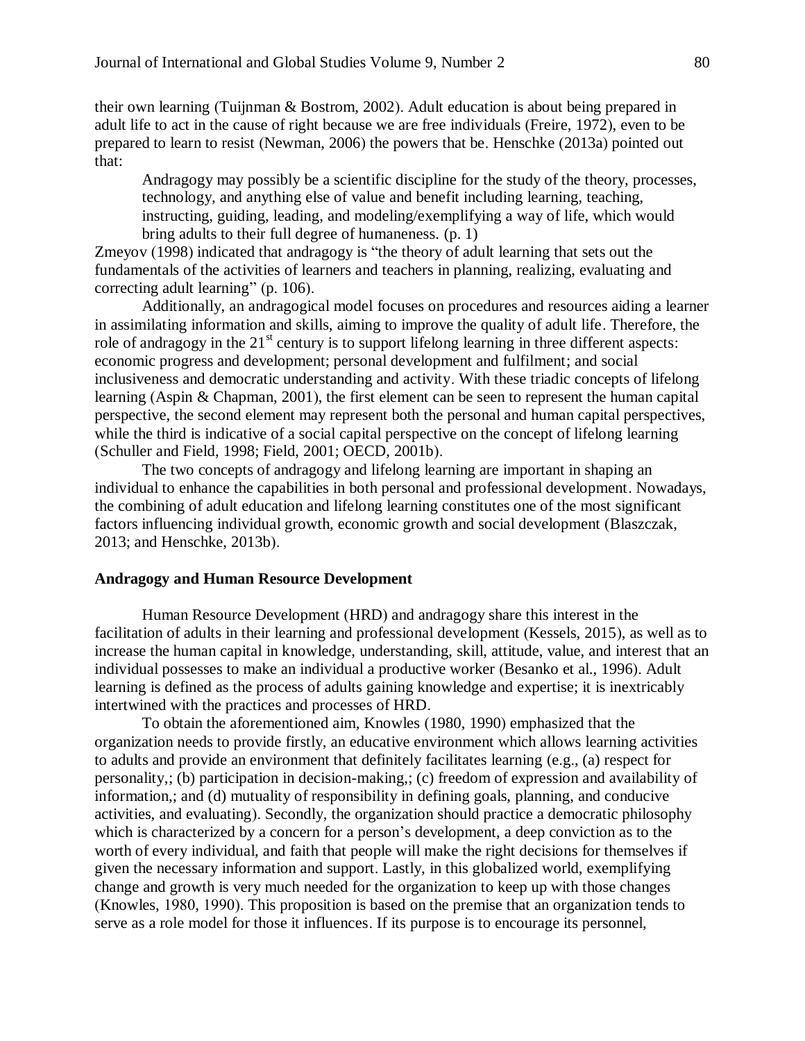their own learning (Tuijnman & Bostrom, 2002). Adult education is about being prepared in adult life to act in the cause of right because we are free individuals (Freire, 1972), even to be prepared to learn to resist (Newman, 2006) the powers that be. Henschke (2013a) pointed out that:

> Andragogy may possibly be a scientific discipline for the study of the theory, processes, technology, and anything else of value and benefit including learning, teaching, instructing, guiding, leading, and modeling/exemplifying a way of life, which would bring adults to their full degree of humaneness. (p. 1)

Zmeyov (1998) indicated that andragogy is "the theory of adult learning that sets out the fundamentals of the activities of learners and teachers in planning, realizing, evaluating and correcting adult learning" (p. 106).

Additionally, an andragogical model focuses on procedures and resources aiding a learner in assimilating information and skills, aiming to improve the quality of adult life. Therefore, the role of andragogy in the 21st century is to support lifelong learning in three different aspects: economic progress and development; personal development and fulfilment; and social inclusiveness and democratic understanding and activity. With these triadic concepts of lifelong learning (Aspin & Chapman, 2001), the first element can be seen to represent the human capital perspective, the second element may represent both the personal and human capital perspectives, while the third is indicative of a social capital perspective on the concept of lifelong learning (Schuller and Field, 1998; Field, 2001; OECD, 2001b).

The two concepts of andragogy and lifelong learning are important in shaping an individual to enhance the capabilities in both personal and professional development. Nowadays, the combining of adult education and lifelong learning constitutes one of the most significant factors influencing individual growth, economic growth and social development (Blaszczak, 2013; and Henschke, 2013b).

## Andragogy and Human Resource Development

Human Resource Development (HRD) and andragogy share this interest in the facilitation of adults in their learning and professional development (Kessels, 2015), as well as to increase the human capital in knowledge, understanding, skill, attitude, value, and interest that an individual possesses to make an individual a productive worker (Besanko et al., 1996). Adult learning is defined as the process of adults gaining knowledge and expertise; it is inextricably intertwined with the practices and processes of HRD.

To obtain the aforementioned aim, Knowles (1980, 1990) emphasized that the organization needs to provide firstly, an educative environment which allows learning activities to adults and provide an environment that definitely facilitates learning (e.g., (a) respect for personality,; (b) participation in decision-making,; (c) freedom of expression and availability of information,; and (d) mutuality of responsibility in defining goals, planning, and conducive activities, and evaluating). Secondly, the organization should practice a democratic philosophy which is characterized by a concern for a person's development, a deep conviction as to the worth of every individual, and faith that people will make the right decisions for themselves if given the necessary information and support. Lastly, in this globalized world, exemplifying change and growth is very much needed for the organization to keep up with those changes (Knowles, 1980, 1990). This proposition is based on the premise that an organization tends to serve as a role model for those it influences. If its purpose is to encourage its personnel,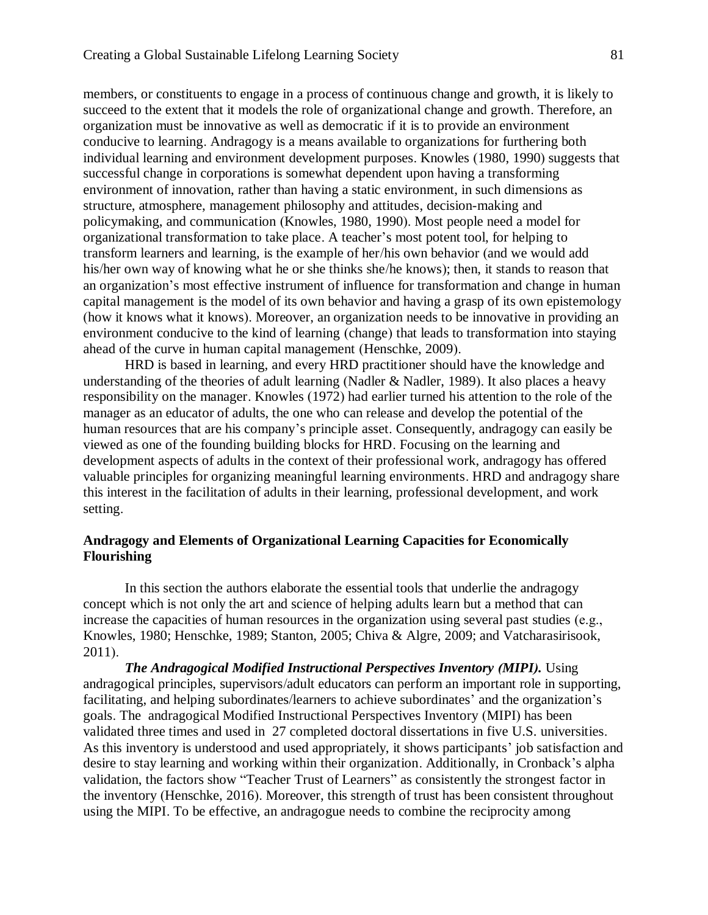members, or constituents to engage in a process of continuous change and growth, it is likely to succeed to the extent that it models the role of organizational change and growth. Therefore, an organization must be innovative as well as democratic if it is to provide an environment conducive to learning. Andragogy is a means available to organizations for furthering both individual learning and environment development purposes. Knowles (1980, 1990) suggests that successful change in corporations is somewhat dependent upon having a transforming environment of innovation, rather than having a static environment, in such dimensions as structure, atmosphere, management philosophy and attitudes, decision-making and policymaking, and communication (Knowles, 1980, 1990). Most people need a model for organizational transformation to take place. A teacher's most potent tool, for helping to transform learners and learning, is the example of her/his own behavior (and we would add his/her own way of knowing what he or she thinks she/he knows); then, it stands to reason that an organization's most effective instrument of influence for transformation and change in human capital management is the model of its own behavior and having a grasp of its own epistemology (how it knows what it knows). Moreover, an organization needs to be innovative in providing an environment conducive to the kind of learning (change) that leads to transformation into staying ahead of the curve in human capital management (Henschke, 2009).

HRD is based in learning, and every HRD practitioner should have the knowledge and understanding of the theories of adult learning (Nadler & Nadler, 1989). It also places a heavy responsibility on the manager. Knowles (1972) had earlier turned his attention to the role of the manager as an educator of adults, the one who can release and develop the potential of the human resources that are his company's principle asset. Consequently, andragogy can easily be viewed as one of the founding building blocks for HRD. Focusing on the learning and development aspects of adults in the context of their professional work, andragogy has offered valuable principles for organizing meaningful learning environments. HRD and andragogy share this interest in the facilitation of adults in their learning, professional development, and work setting.

**Andragogy and Elements of Organizational Learning Capacities for Economically Flourishing**

In this section the authors elaborate the essential tools that underlie the andragogy concept which is not only the art and science of helping adults learn but a method that can increase the capacities of human resources in the organization using several past studies (e.g., Knowles, 1980; Henschke, 1989; Stanton, 2005; Chiva & Algre, 2009; and Vatcharasirisook, 2011).

***The Andragogical Modified Instructional Perspectives Inventory (MIPI).*** Using andragogical principles, supervisors/adult educators can perform an important role in supporting, facilitating, and helping subordinates/learners to achieve subordinates' and the organization's goals. The andragogical Modified Instructional Perspectives Inventory (MIPI) has been validated three times and used in 27 completed doctoral dissertations in five U.S. universities. As this inventory is understood and used appropriately, it shows participants' job satisfaction and desire to stay learning and working within their organization. Additionally, in Cronback's alpha validation, the factors show "Teacher Trust of Learners" as consistently the strongest factor in the inventory (Henschke, 2016). Moreover, this strength of trust has been consistent throughout using the MIPI. To be effective, an andragogue needs to combine the reciprocity among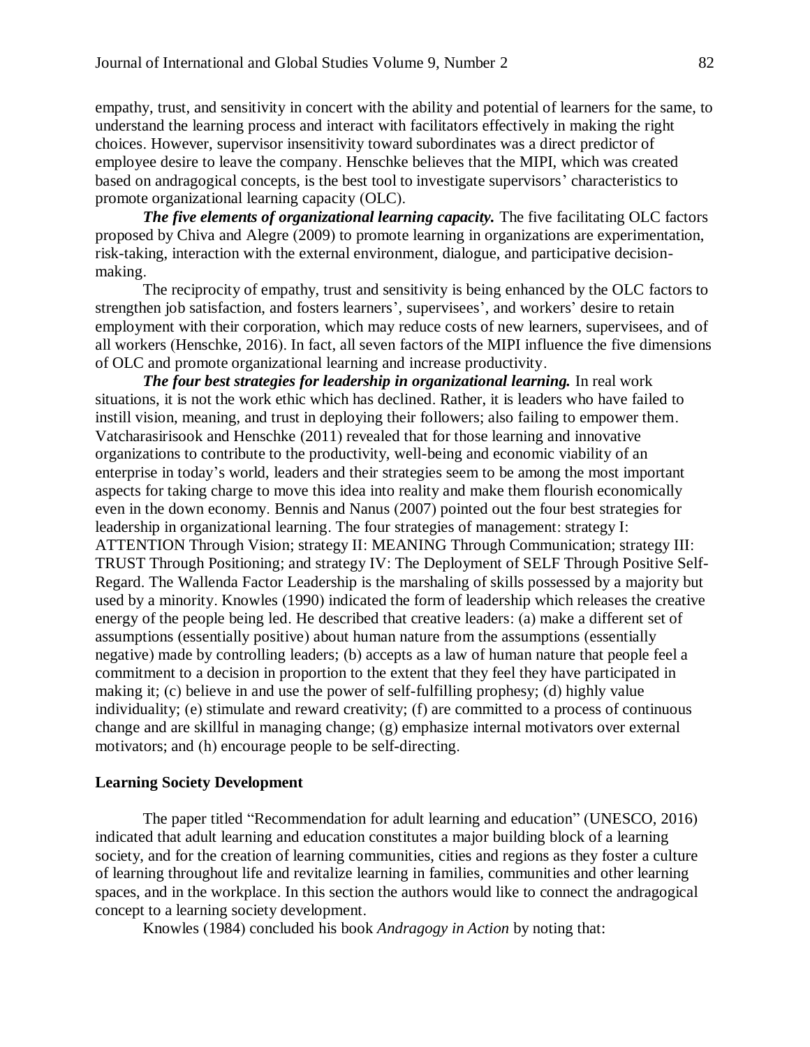empathy, trust, and sensitivity in concert with the ability and potential of learners for the same, to understand the learning process and interact with facilitators effectively in making the right choices. However, supervisor insensitivity toward subordinates was a direct predictor of employee desire to leave the company. Henschke believes that the MIPI, which was created based on andragogical concepts, is the best tool to investigate supervisors' characteristics to promote organizational learning capacity (OLC).

***The five elements of organizational learning capacity.*** The five facilitating OLC factors proposed by Chiva and Alegre (2009) to promote learning in organizations are experimentation, risk-taking, interaction with the external environment, dialogue, and participative decision-making.

The reciprocity of empathy, trust and sensitivity is being enhanced by the OLC factors to strengthen job satisfaction, and fosters learners', supervisees', and workers' desire to retain employment with their corporation, which may reduce costs of new learners, supervisees, and of all workers (Henschke, 2016). In fact, all seven factors of the MIPI influence the five dimensions of OLC and promote organizational learning and increase productivity.

***The four best strategies for leadership in organizational learning.*** In real work situations, it is not the work ethic which has declined. Rather, it is leaders who have failed to instill vision, meaning, and trust in deploying their followers; also failing to empower them. Vatcharasirisook and Henschke (2011) revealed that for those learning and innovative organizations to contribute to the productivity, well-being and economic viability of an enterprise in today's world, leaders and their strategies seem to be among the most important aspects for taking charge to move this idea into reality and make them flourish economically even in the down economy. Bennis and Nanus (2007) pointed out the four best strategies for leadership in organizational learning. The four strategies of management: strategy I: ATTENTION Through Vision; strategy II: MEANING Through Communication; strategy III: TRUST Through Positioning; and strategy IV: The Deployment of SELF Through Positive Self-Regard. The Wallenda Factor Leadership is the marshaling of skills possessed by a majority but used by a minority. Knowles (1990) indicated the form of leadership which releases the creative energy of the people being led. He described that creative leaders: (a) make a different set of assumptions (essentially positive) about human nature from the assumptions (essentially negative) made by controlling leaders; (b) accepts as a law of human nature that people feel a commitment to a decision in proportion to the extent that they feel they have participated in making it; (c) believe in and use the power of self-fulfilling prophesy; (d) highly value individuality; (e) stimulate and reward creativity; (f) are committed to a process of continuous change and are skillful in managing change; (g) emphasize internal motivators over external motivators; and (h) encourage people to be self-directing.

## Learning Society Development

The paper titled "Recommendation for adult learning and education" (UNESCO, 2016) indicated that adult learning and education constitutes a major building block of a learning society, and for the creation of learning communities, cities and regions as they foster a culture of learning throughout life and revitalize learning in families, communities and other learning spaces, and in the workplace. In this section the authors would like to connect the andragogical concept to a learning society development.

Knowles (1984) concluded his book *Andragogy in Action* by noting that: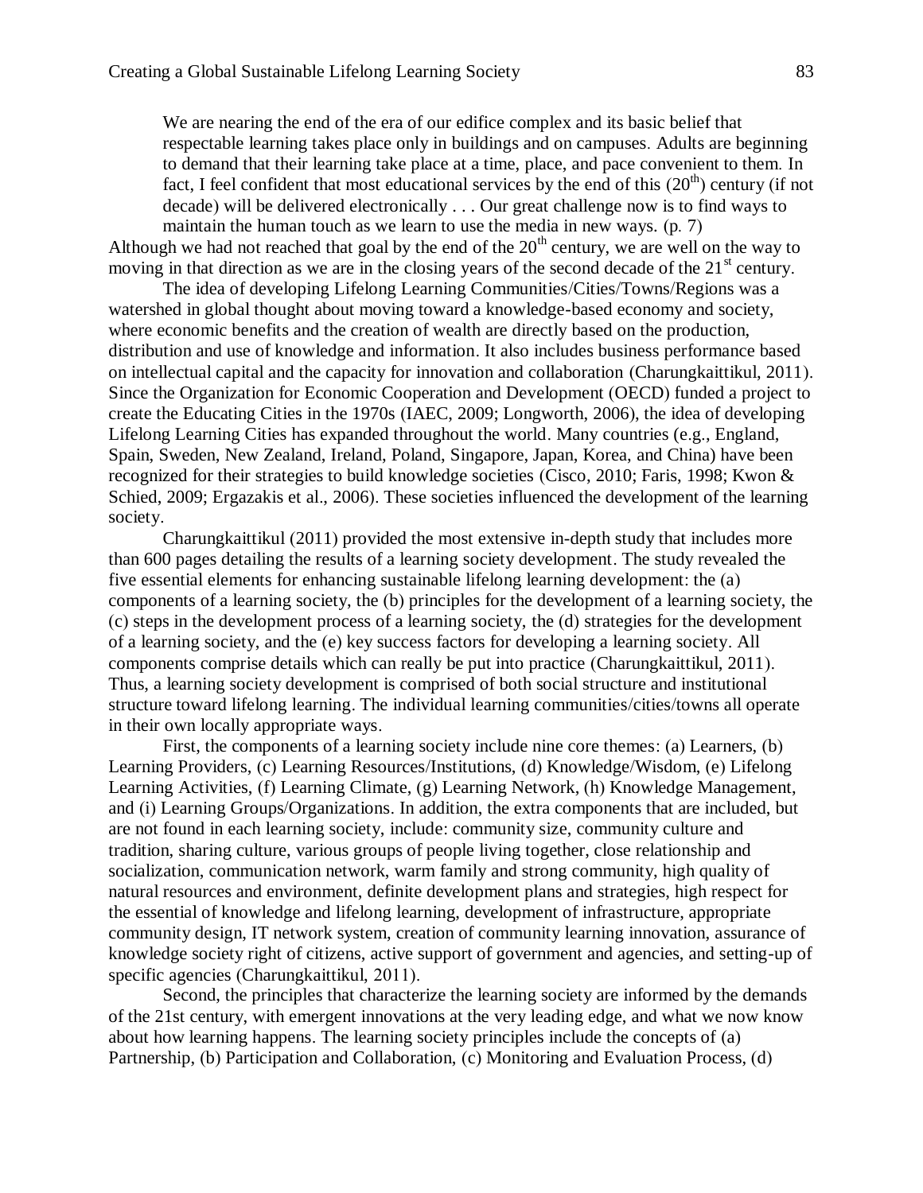> We are nearing the end of the era of our edifice complex and its basic belief that respectable learning takes place only in buildings and on campuses. Adults are beginning to demand that their learning take place at a time, place, and pace convenient to them. In fact, I feel confident that most educational services by the end of this ($20^{th}$) century (if not decade) will be delivered electronically . . . Our great challenge now is to find ways to maintain the human touch as we learn to use the media in new ways. (p. 7)

Although we had not reached that goal by the end of the $20^{th}$ century, we are well on the way to moving in that direction as we are in the closing years of the second decade of the $21^{st}$ century.

The idea of developing Lifelong Learning Communities/Cities/Towns/Regions was a watershed in global thought about moving toward a knowledge-based economy and society, where economic benefits and the creation of wealth are directly based on the production, distribution and use of knowledge and information. It also includes business performance based on intellectual capital and the capacity for innovation and collaboration (Charungkaittikul, 2011). Since the Organization for Economic Cooperation and Development (OECD) funded a project to create the Educating Cities in the 1970s (IAEC, 2009; Longworth, 2006), the idea of developing Lifelong Learning Cities has expanded throughout the world. Many countries (e.g., England, Spain, Sweden, New Zealand, Ireland, Poland, Singapore, Japan, Korea, and China) have been recognized for their strategies to build knowledge societies (Cisco, 2010; Faris, 1998; Kwon & Schied, 2009; Ergazakis et al., 2006). These societies influenced the development of the learning society.

Charungkaittikul (2011) provided the most extensive in-depth study that includes more than 600 pages detailing the results of a learning society development. The study revealed the five essential elements for enhancing sustainable lifelong learning development: the (a) components of a learning society, the (b) principles for the development of a learning society, the (c) steps in the development process of a learning society, the (d) strategies for the development of a learning society, and the (e) key success factors for developing a learning society. All components comprise details which can really be put into practice (Charungkaittikul, 2011). Thus, a learning society development is comprised of both social structure and institutional structure toward lifelong learning. The individual learning communities/cities/towns all operate in their own locally appropriate ways.

First, the components of a learning society include nine core themes: (a) Learners, (b) Learning Providers, (c) Learning Resources/Institutions, (d) Knowledge/Wisdom, (e) Lifelong Learning Activities, (f) Learning Climate, (g) Learning Network, (h) Knowledge Management, and (i) Learning Groups/Organizations. In addition, the extra components that are included, but are not found in each learning society, include: community size, community culture and tradition, sharing culture, various groups of people living together, close relationship and socialization, communication network, warm family and strong community, high quality of natural resources and environment, definite development plans and strategies, high respect for the essential of knowledge and lifelong learning, development of infrastructure, appropriate community design, IT network system, creation of community learning innovation, assurance of knowledge society right of citizens, active support of government and agencies, and setting-up of specific agencies (Charungkaittikul, 2011).

Second, the principles that characterize the learning society are informed by the demands of the 21st century, with emergent innovations at the very leading edge, and what we now know about how learning happens. The learning society principles include the concepts of (a) Partnership, (b) Participation and Collaboration, (c) Monitoring and Evaluation Process, (d)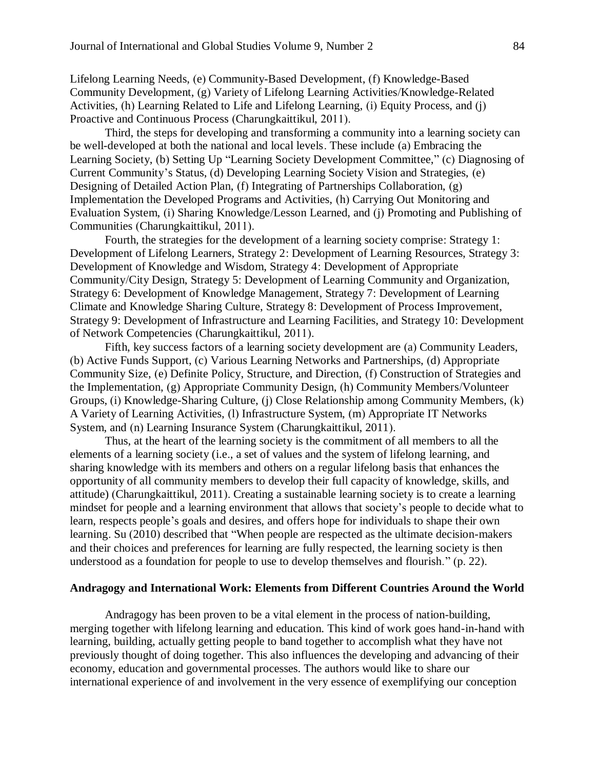Lifelong Learning Needs, (e) Community-Based Development, (f) Knowledge-Based Community Development, (g) Variety of Lifelong Learning Activities/Knowledge-Related Activities, (h) Learning Related to Life and Lifelong Learning, (i) Equity Process, and (j) Proactive and Continuous Process (Charungkaittikul, 2011).

Third, the steps for developing and transforming a community into a learning society can be well-developed at both the national and local levels. These include (a) Embracing the Learning Society, (b) Setting Up "Learning Society Development Committee," (c) Diagnosing of Current Community's Status, (d) Developing Learning Society Vision and Strategies, (e) Designing of Detailed Action Plan, (f) Integrating of Partnerships Collaboration, (g) Implementation the Developed Programs and Activities, (h) Carrying Out Monitoring and Evaluation System, (i) Sharing Knowledge/Lesson Learned, and (j) Promoting and Publishing of Communities (Charungkaittikul, 2011).

Fourth, the strategies for the development of a learning society comprise: Strategy 1: Development of Lifelong Learners, Strategy 2: Development of Learning Resources, Strategy 3: Development of Knowledge and Wisdom, Strategy 4: Development of Appropriate Community/City Design, Strategy 5: Development of Learning Community and Organization, Strategy 6: Development of Knowledge Management, Strategy 7: Development of Learning Climate and Knowledge Sharing Culture, Strategy 8: Development of Process Improvement, Strategy 9: Development of Infrastructure and Learning Facilities, and Strategy 10: Development of Network Competencies (Charungkaittikul, 2011).

Fifth, key success factors of a learning society development are (a) Community Leaders, (b) Active Funds Support, (c) Various Learning Networks and Partnerships, (d) Appropriate Community Size, (e) Definite Policy, Structure, and Direction, (f) Construction of Strategies and the Implementation, (g) Appropriate Community Design, (h) Community Members/Volunteer Groups, (i) Knowledge-Sharing Culture, (j) Close Relationship among Community Members, (k) A Variety of Learning Activities, (l) Infrastructure System, (m) Appropriate IT Networks System, and (n) Learning Insurance System (Charungkaittikul, 2011).

Thus, at the heart of the learning society is the commitment of all members to all the elements of a learning society (i.e., a set of values and the system of lifelong learning, and sharing knowledge with its members and others on a regular lifelong basis that enhances the opportunity of all community members to develop their full capacity of knowledge, skills, and attitude) (Charungkaittikul, 2011). Creating a sustainable learning society is to create a learning mindset for people and a learning environment that allows that society's people to decide what to learn, respects people's goals and desires, and offers hope for individuals to shape their own learning. Su (2010) described that "When people are respected as the ultimate decision-makers and their choices and preferences for learning are fully respected, the learning society is then understood as a foundation for people to use to develop themselves and flourish." (p. 22).

### Andragogy and International Work: Elements from Different Countries Around the World

Andragogy has been proven to be a vital element in the process of nation-building, merging together with lifelong learning and education. This kind of work goes hand-in-hand with learning, building, actually getting people to band together to accomplish what they have not previously thought of doing together. This also influences the developing and advancing of their economy, education and governmental processes. The authors would like to share our international experience of and involvement in the very essence of exemplifying our conception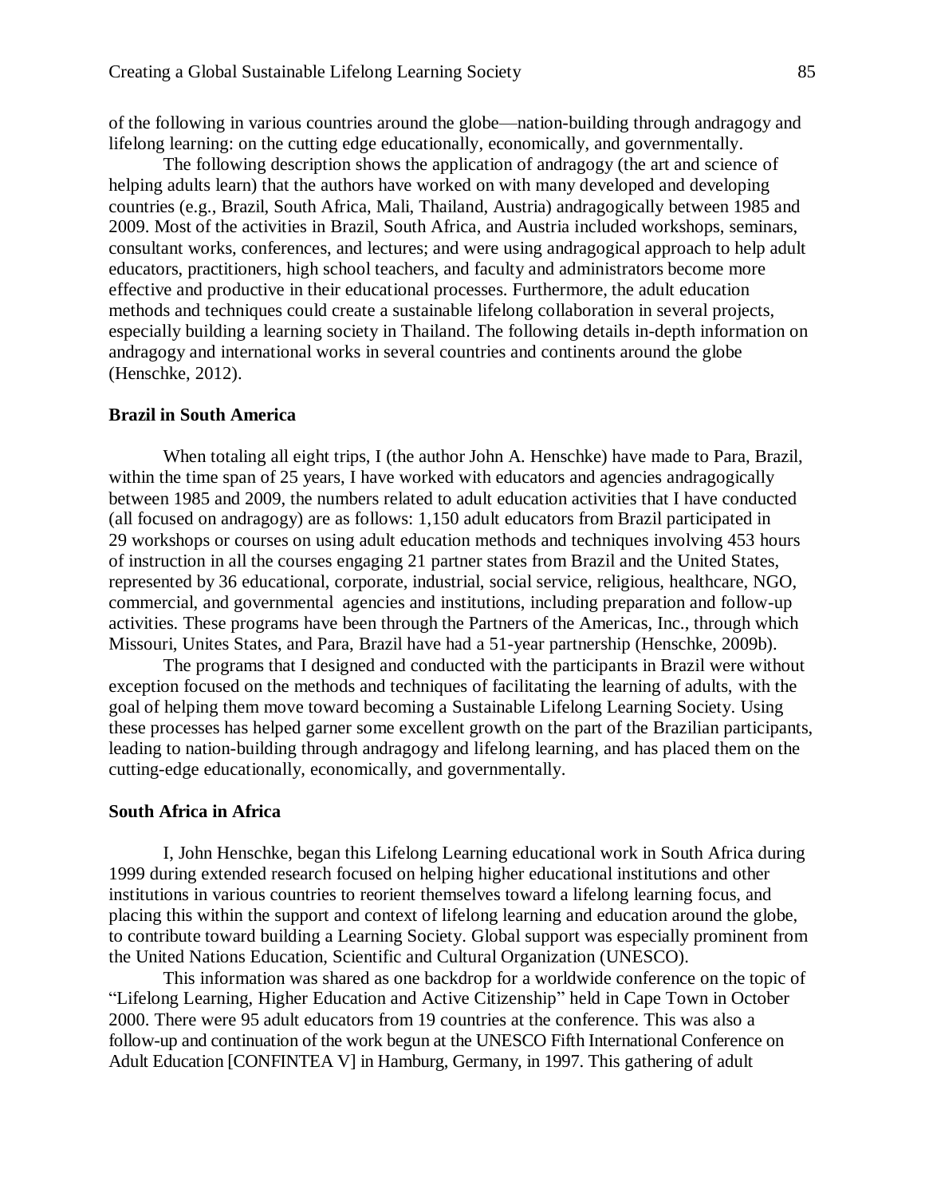of the following in various countries around the globe—nation-building through andragogy and lifelong learning: on the cutting edge educationally, economically, and governmentally.

The following description shows the application of andragogy (the art and science of helping adults learn) that the authors have worked on with many developed and developing countries (e.g., Brazil, South Africa, Mali, Thailand, Austria) andragogically between 1985 and 2009. Most of the activities in Brazil, South Africa, and Austria included workshops, seminars, consultant works, conferences, and lectures; and were using andragogical approach to help adult educators, practitioners, high school teachers, and faculty and administrators become more effective and productive in their educational processes. Furthermore, the adult education methods and techniques could create a sustainable lifelong collaboration in several projects, especially building a learning society in Thailand. The following details in-depth information on andragogy and international works in several countries and continents around the globe (Henschke, 2012).

## Brazil in South America

When totaling all eight trips, I (the author John A. Henschke) have made to Para, Brazil, within the time span of 25 years, I have worked with educators and agencies andragogically between 1985 and 2009, the numbers related to adult education activities that I have conducted (all focused on andragogy) are as follows: 1,150 adult educators from Brazil participated in 29 workshops or courses on using adult education methods and techniques involving 453 hours of instruction in all the courses engaging 21 partner states from Brazil and the United States, represented by 36 educational, corporate, industrial, social service, religious, healthcare, NGO, commercial, and governmental agencies and institutions, including preparation and follow-up activities. These programs have been through the Partners of the Americas, Inc., through which Missouri, Unites States, and Para, Brazil have had a 51-year partnership (Henschke, 2009b).

The programs that I designed and conducted with the participants in Brazil were without exception focused on the methods and techniques of facilitating the learning of adults, with the goal of helping them move toward becoming a Sustainable Lifelong Learning Society. Using these processes has helped garner some excellent growth on the part of the Brazilian participants, leading to nation-building through andragogy and lifelong learning, and has placed them on the cutting-edge educationally, economically, and governmentally.

## South Africa in Africa

I, John Henschke, began this Lifelong Learning educational work in South Africa during 1999 during extended research focused on helping higher educational institutions and other institutions in various countries to reorient themselves toward a lifelong learning focus, and placing this within the support and context of lifelong learning and education around the globe, to contribute toward building a Learning Society. Global support was especially prominent from the United Nations Education, Scientific and Cultural Organization (UNESCO).

This information was shared as one backdrop for a worldwide conference on the topic of "Lifelong Learning, Higher Education and Active Citizenship" held in Cape Town in October 2000. There were 95 adult educators from 19 countries at the conference. This was also a follow-up and continuation of the work begun at the UNESCO Fifth International Conference on Adult Education [CONFINTEA V] in Hamburg, Germany, in 1997. This gathering of adult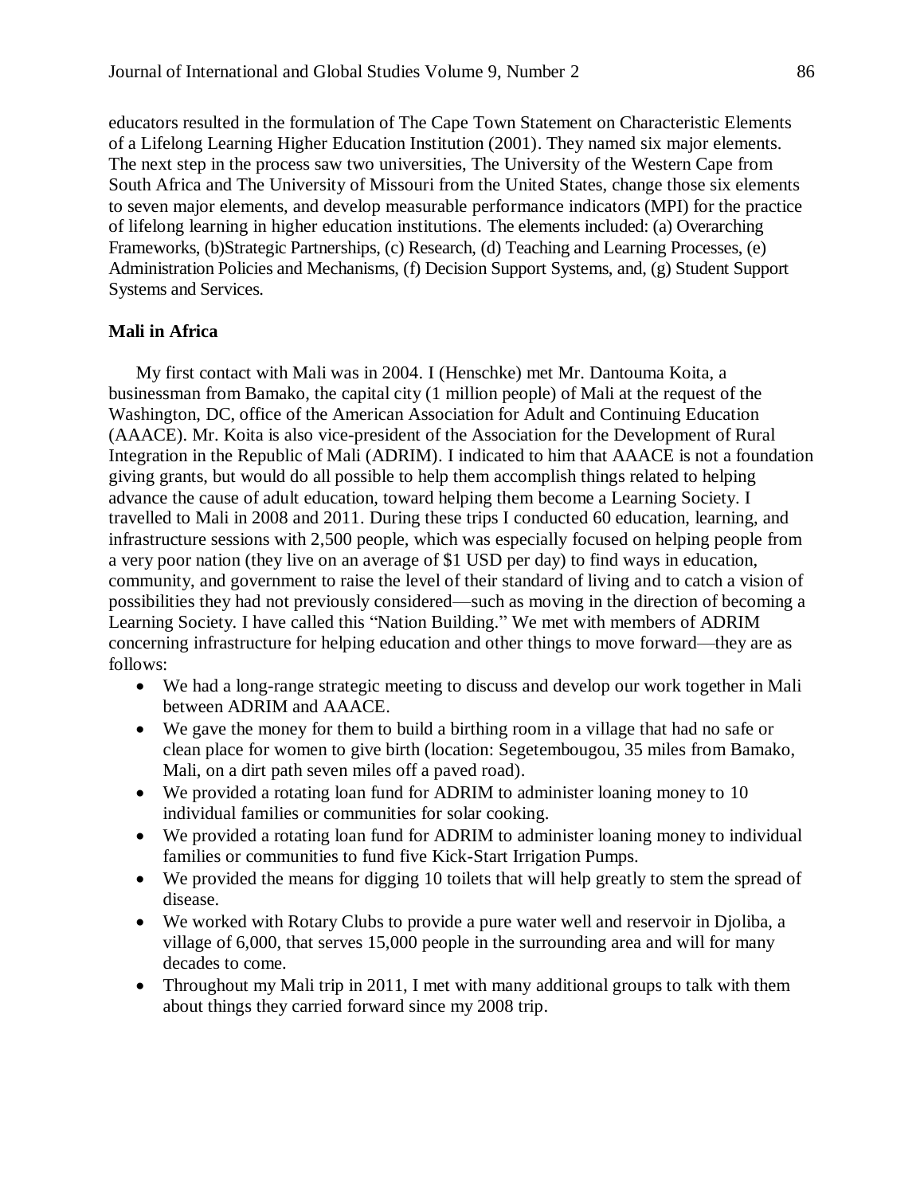educators resulted in the formulation of The Cape Town Statement on Characteristic Elements of a Lifelong Learning Higher Education Institution (2001). They named six major elements. The next step in the process saw two universities, The University of the Western Cape from South Africa and The University of Missouri from the United States, change those six elements to seven major elements, and develop measurable performance indicators (MPI) for the practice of lifelong learning in higher education institutions. The elements included: (a) Overarching Frameworks, (b)Strategic Partnerships, (c) Research, (d) Teaching and Learning Processes, (e) Administration Policies and Mechanisms, (f) Decision Support Systems, and, (g) Student Support Systems and Services.

**Mali in Africa**

My first contact with Mali was in 2004. I (Henschke) met Mr. Dantouma Koita, a businessman from Bamako, the capital city (1 million people) of Mali at the request of the Washington, DC, office of the American Association for Adult and Continuing Education (AAACE). Mr. Koita is also vice-president of the Association for the Development of Rural Integration in the Republic of Mali (ADRIM). I indicated to him that AAACE is not a foundation giving grants, but would do all possible to help them accomplish things related to helping advance the cause of adult education, toward helping them become a Learning Society. I travelled to Mali in 2008 and 2011. During these trips I conducted 60 education, learning, and infrastructure sessions with 2,500 people, which was especially focused on helping people from a very poor nation (they live on an average of $1 USD per day) to find ways in education, community, and government to raise the level of their standard of living and to catch a vision of possibilities they had not previously considered—such as moving in the direction of becoming a Learning Society. I have called this "Nation Building." We met with members of ADRIM concerning infrastructure for helping education and other things to move forward—they are as follows:

- We had a long-range strategic meeting to discuss and develop our work together in Mali between ADRIM and AAACE.
- We gave the money for them to build a birthing room in a village that had no safe or clean place for women to give birth (location: Segetembougou, 35 miles from Bamako, Mali, on a dirt path seven miles off a paved road).
- We provided a rotating loan fund for ADRIM to administer loaning money to 10 individual families or communities for solar cooking.
- We provided a rotating loan fund for ADRIM to administer loaning money to individual families or communities to fund five Kick-Start Irrigation Pumps.
- We provided the means for digging 10 toilets that will help greatly to stem the spread of disease.
- We worked with Rotary Clubs to provide a pure water well and reservoir in Djoliba, a village of 6,000, that serves 15,000 people in the surrounding area and will for many decades to come.
- Throughout my Mali trip in 2011, I met with many additional groups to talk with them about things they carried forward since my 2008 trip.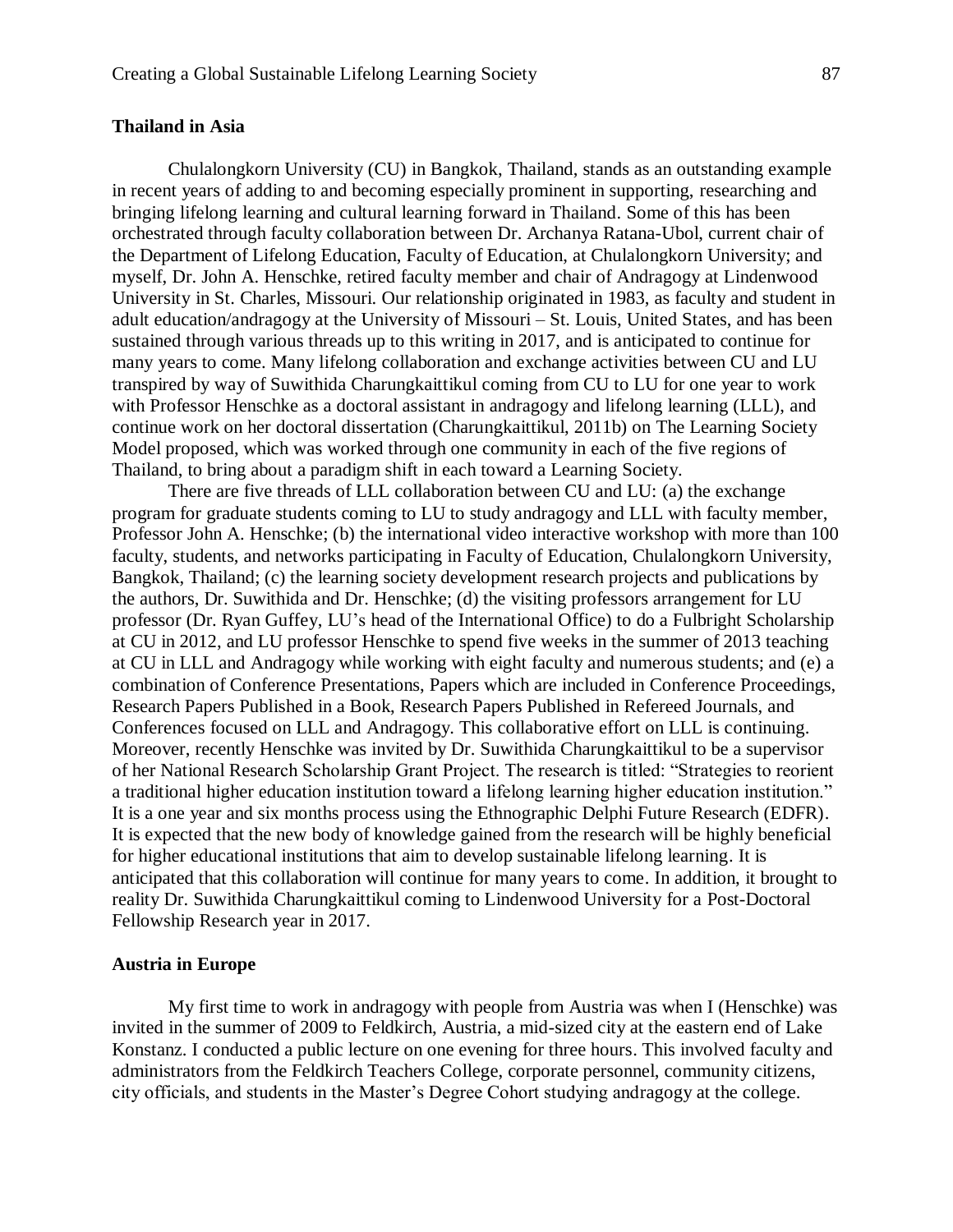## Thailand in Asia

Chulalongkorn University (CU) in Bangkok, Thailand, stands as an outstanding example in recent years of adding to and becoming especially prominent in supporting, researching and bringing lifelong learning and cultural learning forward in Thailand. Some of this has been orchestrated through faculty collaboration between Dr. Archanya Ratana-Ubol, current chair of the Department of Lifelong Education, Faculty of Education, at Chulalongkorn University; and myself, Dr. John A. Henschke, retired faculty member and chair of Andragogy at Lindenwood University in St. Charles, Missouri. Our relationship originated in 1983, as faculty and student in adult education/andragogy at the University of Missouri – St. Louis, United States, and has been sustained through various threads up to this writing in 2017, and is anticipated to continue for many years to come. Many lifelong collaboration and exchange activities between CU and LU transpired by way of Suwithida Charungkaittikul coming from CU to LU for one year to work with Professor Henschke as a doctoral assistant in andragogy and lifelong learning (LLL), and continue work on her doctoral dissertation (Charungkaittikul, 2011b) on The Learning Society Model proposed, which was worked through one community in each of the five regions of Thailand, to bring about a paradigm shift in each toward a Learning Society.

There are five threads of LLL collaboration between CU and LU: (a) the exchange program for graduate students coming to LU to study andragogy and LLL with faculty member, Professor John A. Henschke; (b) the international video interactive workshop with more than 100 faculty, students, and networks participating in Faculty of Education, Chulalongkorn University, Bangkok, Thailand; (c) the learning society development research projects and publications by the authors, Dr. Suwithida and Dr. Henschke; (d) the visiting professors arrangement for LU professor (Dr. Ryan Guffey, LU's head of the International Office) to do a Fulbright Scholarship at CU in 2012, and LU professor Henschke to spend five weeks in the summer of 2013 teaching at CU in LLL and Andragogy while working with eight faculty and numerous students; and (e) a combination of Conference Presentations, Papers which are included in Conference Proceedings, Research Papers Published in a Book, Research Papers Published in Refereed Journals, and Conferences focused on LLL and Andragogy. This collaborative effort on LLL is continuing. Moreover, recently Henschke was invited by Dr. Suwithida Charungkaittikul to be a supervisor of her National Research Scholarship Grant Project. The research is titled: "Strategies to reorient a traditional higher education institution toward a lifelong learning higher education institution." It is a one year and six months process using the Ethnographic Delphi Future Research (EDFR). It is expected that the new body of knowledge gained from the research will be highly beneficial for higher educational institutions that aim to develop sustainable lifelong learning. It is anticipated that this collaboration will continue for many years to come. In addition, it brought to reality Dr. Suwithida Charungkaittikul coming to Lindenwood University for a Post-Doctoral Fellowship Research year in 2017.

## Austria in Europe

My first time to work in andragogy with people from Austria was when I (Henschke) was invited in the summer of 2009 to Feldkirch, Austria, a mid-sized city at the eastern end of Lake Konstanz. I conducted a public lecture on one evening for three hours. This involved faculty and administrators from the Feldkirch Teachers College, corporate personnel, community citizens, city officials, and students in the Master's Degree Cohort studying andragogy at the college.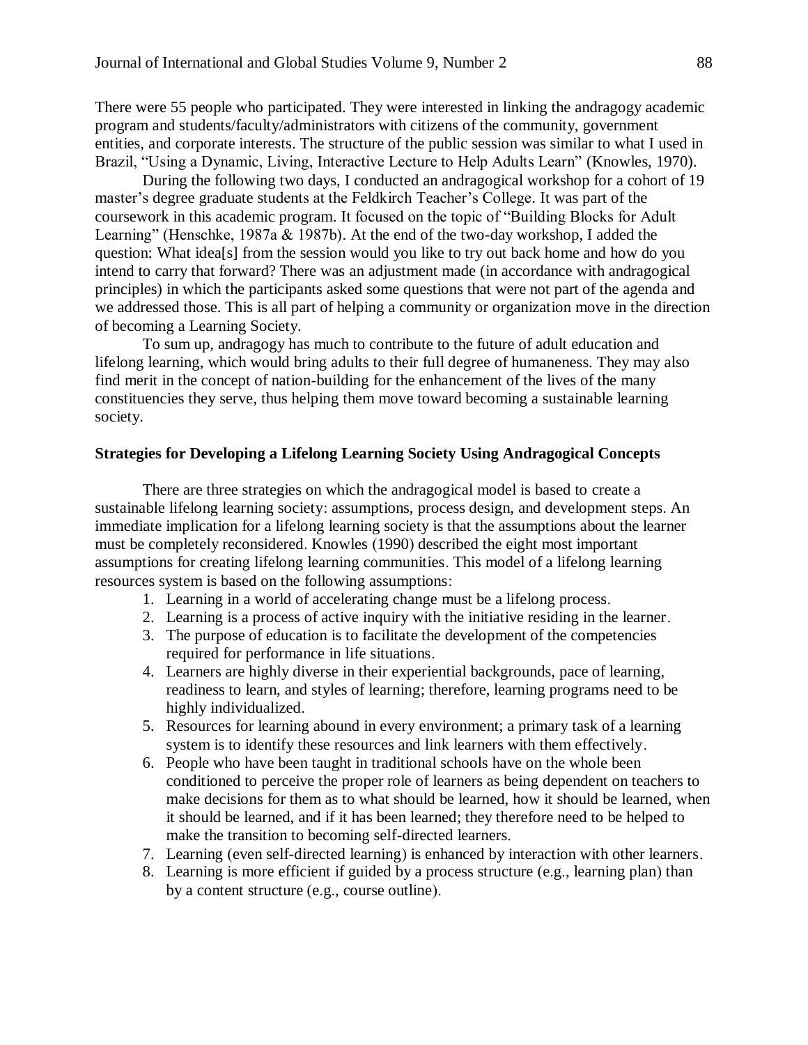There were 55 people who participated. They were interested in linking the andragogy academic program and students/faculty/administrators with citizens of the community, government entities, and corporate interests. The structure of the public session was similar to what I used in Brazil, "Using a Dynamic, Living, Interactive Lecture to Help Adults Learn" (Knowles, 1970).

During the following two days, I conducted an andragogical workshop for a cohort of 19 master's degree graduate students at the Feldkirch Teacher's College. It was part of the coursework in this academic program. It focused on the topic of "Building Blocks for Adult Learning" (Henschke, 1987a & 1987b). At the end of the two-day workshop, I added the question: What idea[s] from the session would you like to try out back home and how do you intend to carry that forward? There was an adjustment made (in accordance with andragogical principles) in which the participants asked some questions that were not part of the agenda and we addressed those. This is all part of helping a community or organization move in the direction of becoming a Learning Society.

To sum up, andragogy has much to contribute to the future of adult education and lifelong learning, which would bring adults to their full degree of humaneness. They may also find merit in the concept of nation-building for the enhancement of the lives of the many constituencies they serve, thus helping them move toward becoming a sustainable learning society.

**Strategies for Developing a Lifelong Learning Society Using Andragogical Concepts**

There are three strategies on which the andragogical model is based to create a sustainable lifelong learning society: assumptions, process design, and development steps. An immediate implication for a lifelong learning society is that the assumptions about the learner must be completely reconsidered. Knowles (1990) described the eight most important assumptions for creating lifelong learning communities. This model of a lifelong learning resources system is based on the following assumptions:

1. Learning in a world of accelerating change must be a lifelong process.
2. Learning is a process of active inquiry with the initiative residing in the learner.
3. The purpose of education is to facilitate the development of the competencies required for performance in life situations.
4. Learners are highly diverse in their experiential backgrounds, pace of learning, readiness to learn, and styles of learning; therefore, learning programs need to be highly individualized.
5. Resources for learning abound in every environment; a primary task of a learning system is to identify these resources and link learners with them effectively.
6. People who have been taught in traditional schools have on the whole been conditioned to perceive the proper role of learners as being dependent on teachers to make decisions for them as to what should be learned, how it should be learned, when it should be learned, and if it has been learned; they therefore need to be helped to make the transition to becoming self-directed learners.
7. Learning (even self-directed learning) is enhanced by interaction with other learners.
8. Learning is more efficient if guided by a process structure (e.g., learning plan) than by a content structure (e.g., course outline).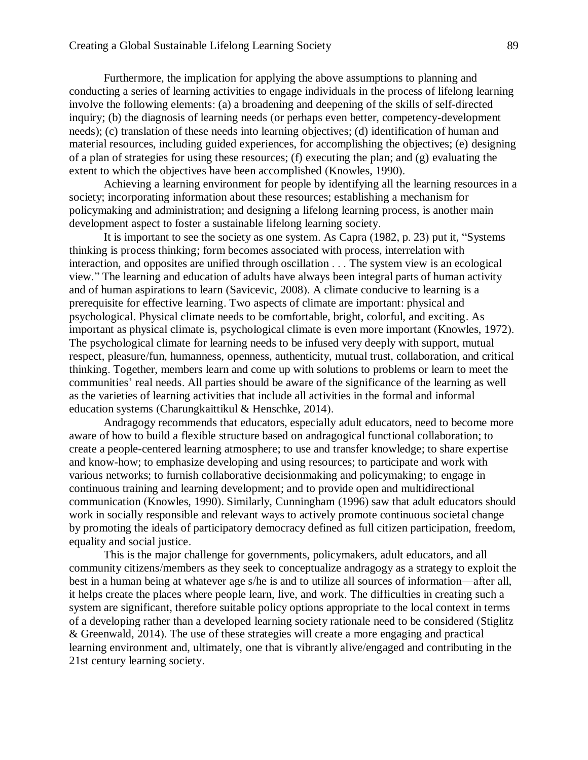Furthermore, the implication for applying the above assumptions to planning and conducting a series of learning activities to engage individuals in the process of lifelong learning involve the following elements: (a) a broadening and deepening of the skills of self-directed inquiry; (b) the diagnosis of learning needs (or perhaps even better, competency-development needs); (c) translation of these needs into learning objectives; (d) identification of human and material resources, including guided experiences, for accomplishing the objectives; (e) designing of a plan of strategies for using these resources; (f) executing the plan; and (g) evaluating the extent to which the objectives have been accomplished (Knowles, 1990).

Achieving a learning environment for people by identifying all the learning resources in a society; incorporating information about these resources; establishing a mechanism for policymaking and administration; and designing a lifelong learning process, is another main development aspect to foster a sustainable lifelong learning society.

It is important to see the society as one system. As Capra (1982, p. 23) put it, "Systems thinking is process thinking; form becomes associated with process, interrelation with interaction, and opposites are unified through oscillation . . . The system view is an ecological view." The learning and education of adults have always been integral parts of human activity and of human aspirations to learn (Savicevic, 2008). A climate conducive to learning is a prerequisite for effective learning. Two aspects of climate are important: physical and psychological. Physical climate needs to be comfortable, bright, colorful, and exciting. As important as physical climate is, psychological climate is even more important (Knowles, 1972). The psychological climate for learning needs to be infused very deeply with support, mutual respect, pleasure/fun, humanness, openness, authenticity, mutual trust, collaboration, and critical thinking. Together, members learn and come up with solutions to problems or learn to meet the communities' real needs. All parties should be aware of the significance of the learning as well as the varieties of learning activities that include all activities in the formal and informal education systems (Charungkaittikul & Henschke, 2014).

Andragogy recommends that educators, especially adult educators, need to become more aware of how to build a flexible structure based on andragogical functional collaboration; to create a people-centered learning atmosphere; to use and transfer knowledge; to share expertise and know-how; to emphasize developing and using resources; to participate and work with various networks; to furnish collaborative decisionmaking and policymaking; to engage in continuous training and learning development; and to provide open and multidirectional communication (Knowles, 1990). Similarly, Cunningham (1996) saw that adult educators should work in socially responsible and relevant ways to actively promote continuous societal change by promoting the ideals of participatory democracy defined as full citizen participation, freedom, equality and social justice.

This is the major challenge for governments, policymakers, adult educators, and all community citizens/members as they seek to conceptualize andragogy as a strategy to exploit the best in a human being at whatever age s/he is and to utilize all sources of information—after all, it helps create the places where people learn, live, and work. The difficulties in creating such a system are significant, therefore suitable policy options appropriate to the local context in terms of a developing rather than a developed learning society rationale need to be considered (Stiglitz & Greenwald, 2014). The use of these strategies will create a more engaging and practical learning environment and, ultimately, one that is vibrantly alive/engaged and contributing in the 21st century learning society.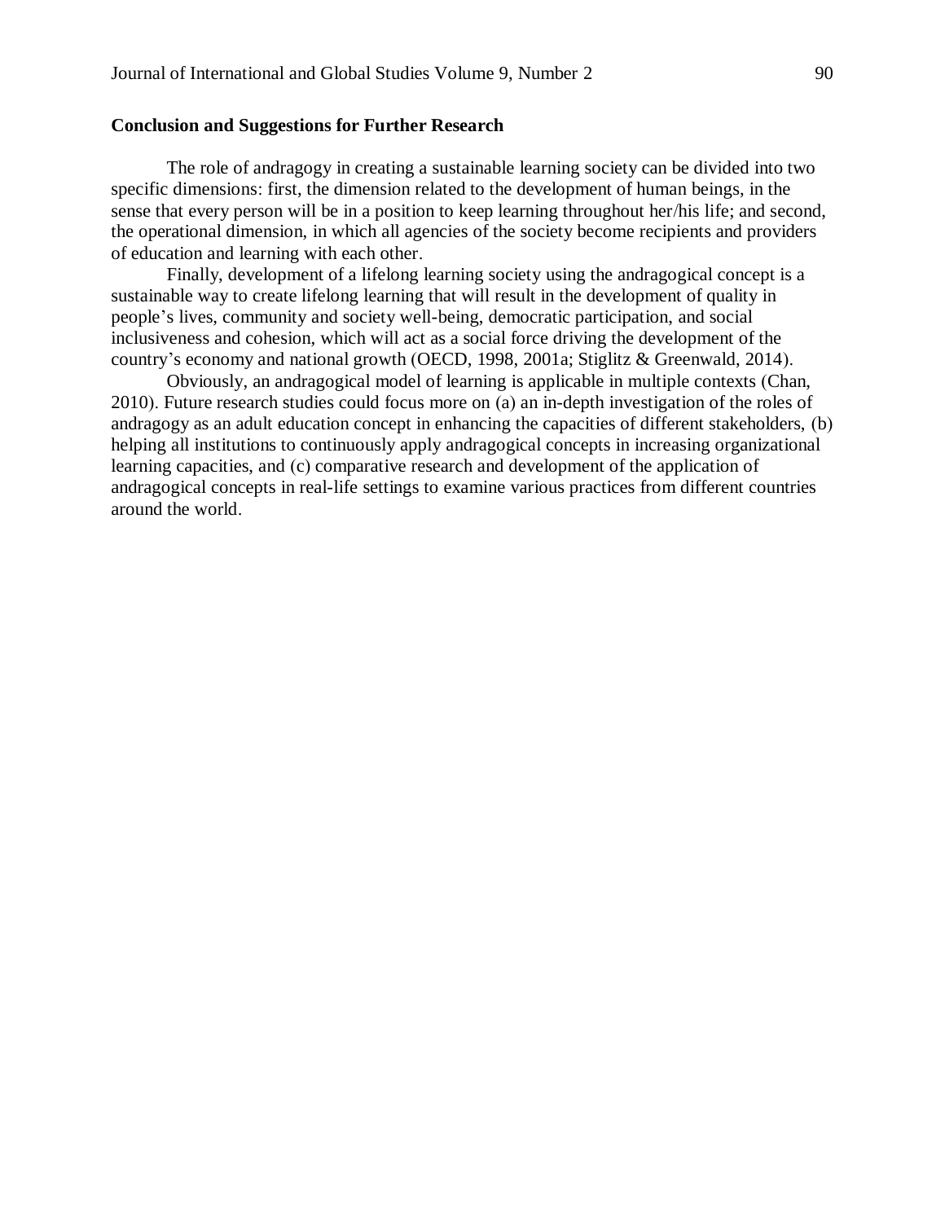## Conclusion and Suggestions for Further Research

The role of andragogy in creating a sustainable learning society can be divided into two specific dimensions: first, the dimension related to the development of human beings, in the sense that every person will be in a position to keep learning throughout her/his life; and second, the operational dimension, in which all agencies of the society become recipients and providers of education and learning with each other.

Finally, development of a lifelong learning society using the andragogical concept is a sustainable way to create lifelong learning that will result in the development of quality in people's lives, community and society well-being, democratic participation, and social inclusiveness and cohesion, which will act as a social force driving the development of the country's economy and national growth (OECD, 1998, 2001a; Stiglitz & Greenwald, 2014).

Obviously, an andragogical model of learning is applicable in multiple contexts (Chan, 2010). Future research studies could focus more on (a) an in-depth investigation of the roles of andragogy as an adult education concept in enhancing the capacities of different stakeholders, (b) helping all institutions to continuously apply andragogical concepts in increasing organizational learning capacities, and (c) comparative research and development of the application of andragogical concepts in real-life settings to examine various practices from different countries around the world.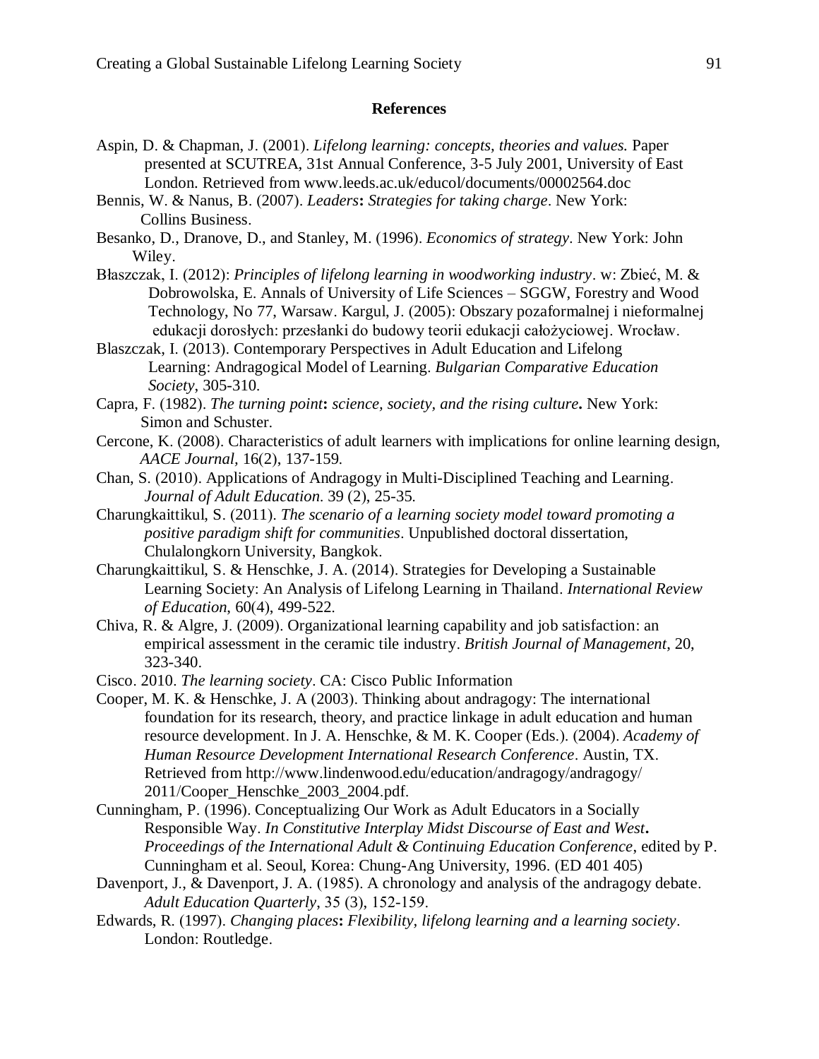## References

Aspin, D. & Chapman, J. (2001). *Lifelong learning: concepts, theories and values.* Paper presented at SCUTREA, 31st Annual Conference, 3-5 July 2001, University of East London. Retrieved from www.leeds.ac.uk/educol/documents/00002564.doc

Bennis, W. & Nanus, B. (2007). *Leaders***:** *Strategies for taking charge*. New York: Collins Business.

Besanko, D., Dranove, D., and Stanley, M. (1996). *Economics of strategy*. New York: John Wiley.

Błaszczak, I. (2012): *Principles of lifelong learning in woodworking industry*. w: Zbieć, M. & Dobrowolska, E. Annals of University of Life Sciences – SGGW, Forestry and Wood Technology, No 77, Warsaw. Kargul, J. (2005): Obszary pozaformalnej i nieformalnej edukacji dorosłych: przesłanki do budowy teorii edukacji całożyciowej. Wrocław.

Blaszczak, I. (2013). Contemporary Perspectives in Adult Education and Lifelong Learning: Andragogical Model of Learning. *Bulgarian Comparative Education Society*, 305-310.

Capra, F. (1982). *The turning point***:** *science, society, and the rising culture***.** New York: Simon and Schuster.

Cercone, K. (2008). Characteristics of adult learners with implications for online learning design, *AACE Journal*, 16(2), 137-159.

Chan, S. (2010). Applications of Andragogy in Multi-Disciplined Teaching and Learning. *Journal of Adult Education*. 39 (2), 25-35.

Charungkaittikul, S. (2011). *The scenario of a learning society model toward promoting a positive paradigm shift for communities*. Unpublished doctoral dissertation, Chulalongkorn University, Bangkok.

Charungkaittikul, S. & Henschke, J. A. (2014). Strategies for Developing a Sustainable Learning Society: An Analysis of Lifelong Learning in Thailand. *International Review of Education*, 60(4), 499-522.

Chiva, R. & Algre, J. (2009). Organizational learning capability and job satisfaction: an empirical assessment in the ceramic tile industry. *British Journal of Management*, 20, 323-340.

Cisco. 2010. *The learning society*. CA: Cisco Public Information

Cooper, M. K. & Henschke, J. A (2003). Thinking about andragogy: The international foundation for its research, theory, and practice linkage in adult education and human resource development. In J. A. Henschke, & M. K. Cooper (Eds.). (2004). *Academy of Human Resource Development International Research Conference*. Austin, TX. Retrieved from http://www.lindenwood.edu/education/andragogy/andragogy/2011/Cooper_Henschke_2003_2004.pdf.

Cunningham, P. (1996). Conceptualizing Our Work as Adult Educators in a Socially Responsible Way. *In Constitutive Interplay Midst Discourse of East and West***.** *Proceedings of the International Adult & Continuing Education Conference*, edited by P. Cunningham et al. Seoul, Korea: Chung-Ang University, 1996. (ED 401 405)

Davenport, J., & Davenport, J. A. (1985). A chronology and analysis of the andragogy debate. *Adult Education Quarterly*, 35 (3), 152-159.

Edwards, R. (1997). *Changing places***:** *Flexibility, lifelong learning and a learning society*. London: Routledge.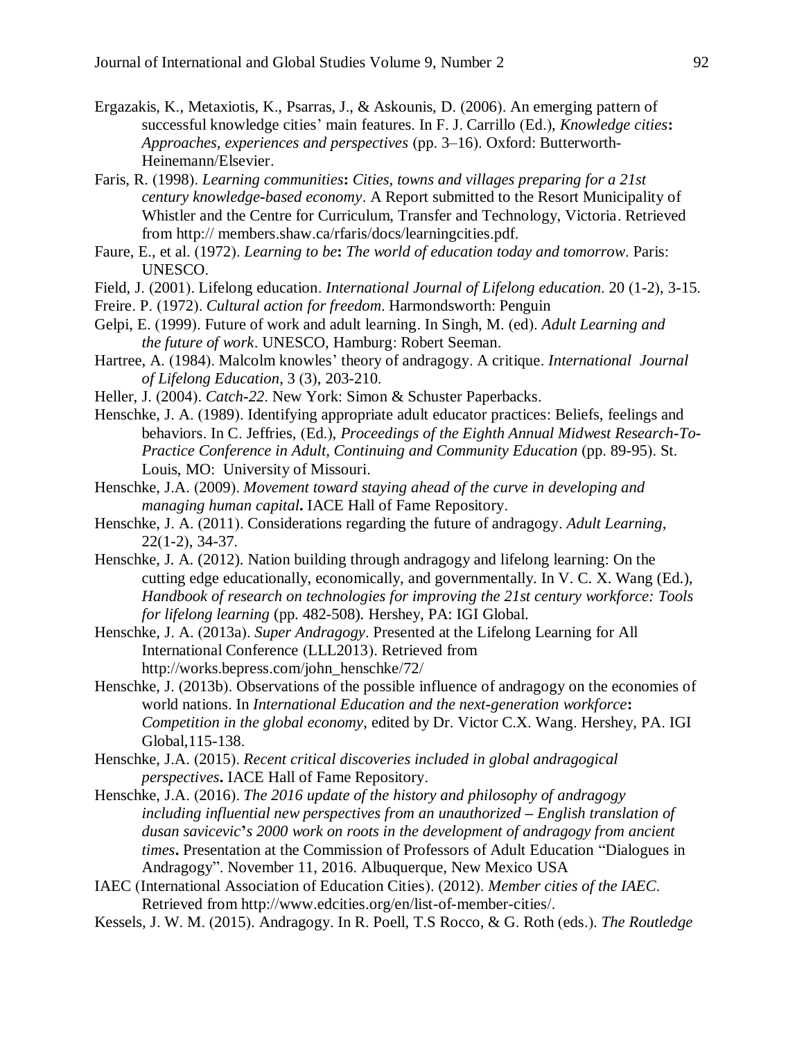Ergazakis, K., Metaxiotis, K., Psarras, J., & Askounis, D. (2006). An emerging pattern of successful knowledge cities' main features. In F. J. Carrillo (Ed.), *Knowledge cities***:** *Approaches, experiences and perspectives* (pp. 3–16). Oxford: Butterworth-Heinemann/Elsevier.

Faris, R. (1998). *Learning communities***:** *Cities, towns and villages preparing for a 21st century knowledge-based economy*. A Report submitted to the Resort Municipality of Whistler and the Centre for Curriculum, Transfer and Technology, Victoria. Retrieved from http:// members.shaw.ca/rfaris/docs/learningcities.pdf.

Faure, E., et al. (1972). *Learning to be***:** *The world of education today and tomorrow*. Paris: UNESCO.

Field, J. (2001). Lifelong education. *International Journal of Lifelong education*. 20 (1-2), 3-15.

Freire. P. (1972). *Cultural action for freedom*. Harmondsworth: Penguin

Gelpi, E. (1999). Future of work and adult learning. In Singh, M. (ed). *Adult Learning and the future of work*. UNESCO, Hamburg: Robert Seeman.

Hartree, A. (1984). Malcolm knowles' theory of andragogy. A critique. *International Journal of Lifelong Education*, 3 (3), 203-210.

Heller, J. (2004). *Catch-22*. New York: Simon & Schuster Paperbacks.

Henschke, J. A. (1989). Identifying appropriate adult educator practices: Beliefs, feelings and behaviors. In C. Jeffries, (Ed.), *Proceedings of the Eighth Annual Midwest Research-To-Practice Conference in Adult, Continuing and Community Education* (pp. 89-95). St. Louis, MO: University of Missouri.

Henschke, J.A. (2009). *Movement toward staying ahead of the curve in developing and managing human capital***.** IACE Hall of Fame Repository.

Henschke, J. A. (2011). Considerations regarding the future of andragogy. *Adult Learning*, 22(1-2), 34-37.

Henschke, J. A. (2012). Nation building through andragogy and lifelong learning: On the cutting edge educationally, economically, and governmentally. In V. C. X. Wang (Ed.), *Handbook of research on technologies for improving the 21st century workforce: Tools for lifelong learning* (pp. 482-508). Hershey, PA: IGI Global.

Henschke, J. A. (2013a). *Super Andragogy*. Presented at the Lifelong Learning for All International Conference (LLL2013). Retrieved from http://works.bepress.com/john_henschke/72/

Henschke, J. (2013b). Observations of the possible influence of andragogy on the economies of world nations. In *International Education and the next-generation workforce***:** *Competition in the global economy*, edited by Dr. Victor C.X. Wang. Hershey, PA. IGI Global,115-138.

Henschke, J.A. (2015). *Recent critical discoveries included in global andragogical perspectives***.** IACE Hall of Fame Repository.

Henschke, J.A. (2016). *The 2016 update of the history and philosophy of andragogy including influential new perspectives from an unauthorized – English translation of dusan savicevic***'***s 2000 work on roots in the development of andragogy from ancient times***.** Presentation at the Commission of Professors of Adult Education "Dialogues in Andragogy". November 11, 2016. Albuquerque, New Mexico USA

IAEC (International Association of Education Cities). (2012). *Member cities of the IAEC*. Retrieved from http://www.edcities.org/en/list-of-member-cities/.

Kessels, J. W. M. (2015). Andragogy. In R. Poell, T.S Rocco, & G. Roth (eds.). *The Routledge*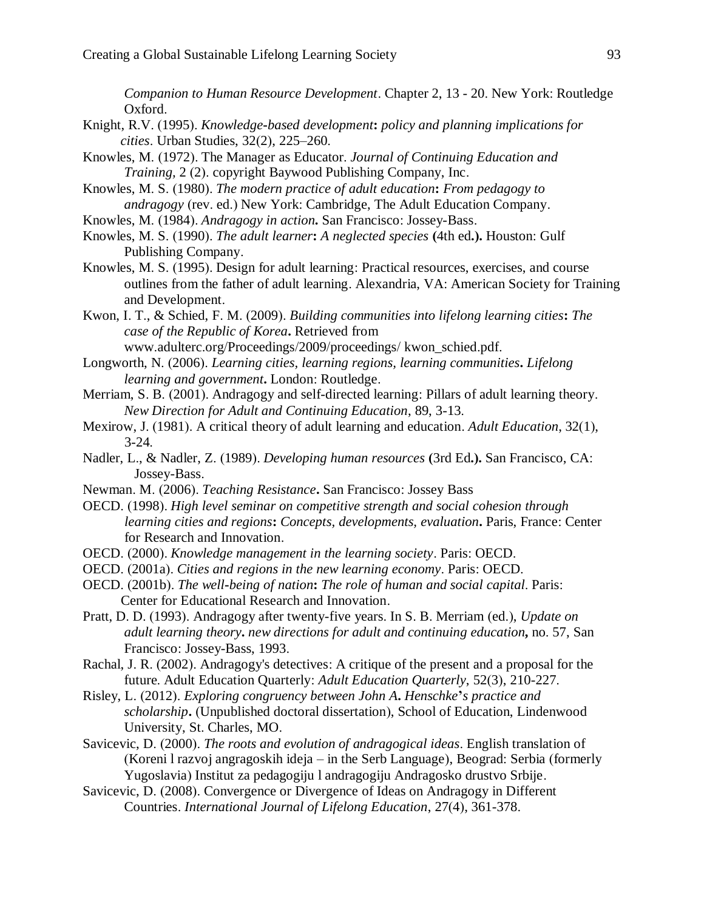*Companion to Human Resource Development*. Chapter 2, 13 - 20. New York: Routledge Oxford.

Knight, R.V. (1995). *Knowledge-based development***:** *policy and planning implications for cities*. Urban Studies, 32(2), 225–260.

Knowles, M. (1972). The Manager as Educator. *Journal of Continuing Education and Training,* 2 (2). copyright Baywood Publishing Company, Inc.

Knowles, M. S. (1980). *The modern practice of adult education***:** *From pedagogy to andragogy* (rev. ed.) New York: Cambridge, The Adult Education Company.

Knowles, M. (1984). *Andragogy in action***.** San Francisco: Jossey-Bass.

Knowles, M. S. (1990). *The adult learner***:** *A neglected species* **(**4th ed**.).** Houston: Gulf Publishing Company.

Knowles, M. S. (1995). Design for adult learning: Practical resources, exercises, and course outlines from the father of adult learning. Alexandria, VA: American Society for Training and Development.

Kwon, I. T., & Schied, F. M. (2009). *Building communities into lifelong learning cities***:** *The case of the Republic of Korea***.** Retrieved from www.adulterc.org/Proceedings/2009/proceedings/ kwon_schied.pdf.

Longworth, N. (2006). *Learning cities, learning regions, learning communities***.** *Lifelong learning and government***.** London: Routledge.

Merriam, S. B. (2001). Andragogy and self-directed learning: Pillars of adult learning theory. *New Direction for Adult and Continuing Education*, 89, 3-13.

Mexirow, J. (1981). A critical theory of adult learning and education. *Adult Education*, 32(1), 3-24.

Nadler, L., & Nadler, Z. (1989). *Developing human resources* **(**3rd Ed**.).** San Francisco, CA: Jossey-Bass.

Newman. M. (2006). *Teaching Resistance***.** San Francisco: Jossey Bass

OECD. (1998). *High level seminar on competitive strength and social cohesion through learning cities and regions***:** *Concepts, developments, evaluation***.** Paris, France: Center for Research and Innovation.

OECD. (2000). *Knowledge management in the learning society*. Paris: OECD.

OECD. (2001a). *Cities and regions in the new learning economy*. Paris: OECD.

OECD. (2001b). *The well-being of nation***:** *The role of human and social capital*. Paris: Center for Educational Research and Innovation.

Pratt, D. D. (1993). Andragogy after twenty-five years. In S. B. Merriam (ed.), *Update on adult learning theory***.** *new directions for adult and continuing education***,** no. 57, San Francisco: Jossey-Bass, 1993.

Rachal, J. R. (2002). Andragogy's detectives: A critique of the present and a proposal for the future. Adult Education Quarterly: *Adult Education Quarterly*, 52(3), 210-227.

Risley, L. (2012). *Exploring congruency between John A***.** *Henschke***'***s practice and scholarship***.** (Unpublished doctoral dissertation), School of Education, Lindenwood University, St. Charles, MO.

Savicevic, D. (2000). *The roots and evolution of andragogical ideas*. English translation of (Koreni l razvoj angragoskih ideja – in the Serb Language), Beograd: Serbia (formerly Yugoslavia) Institut za pedagogiju l andragogiju Andragosko drustvo Srbije.

Savicevic, D. (2008). Convergence or Divergence of Ideas on Andragogy in Different Countries. *International Journal of Lifelong Education*, 27(4), 361-378.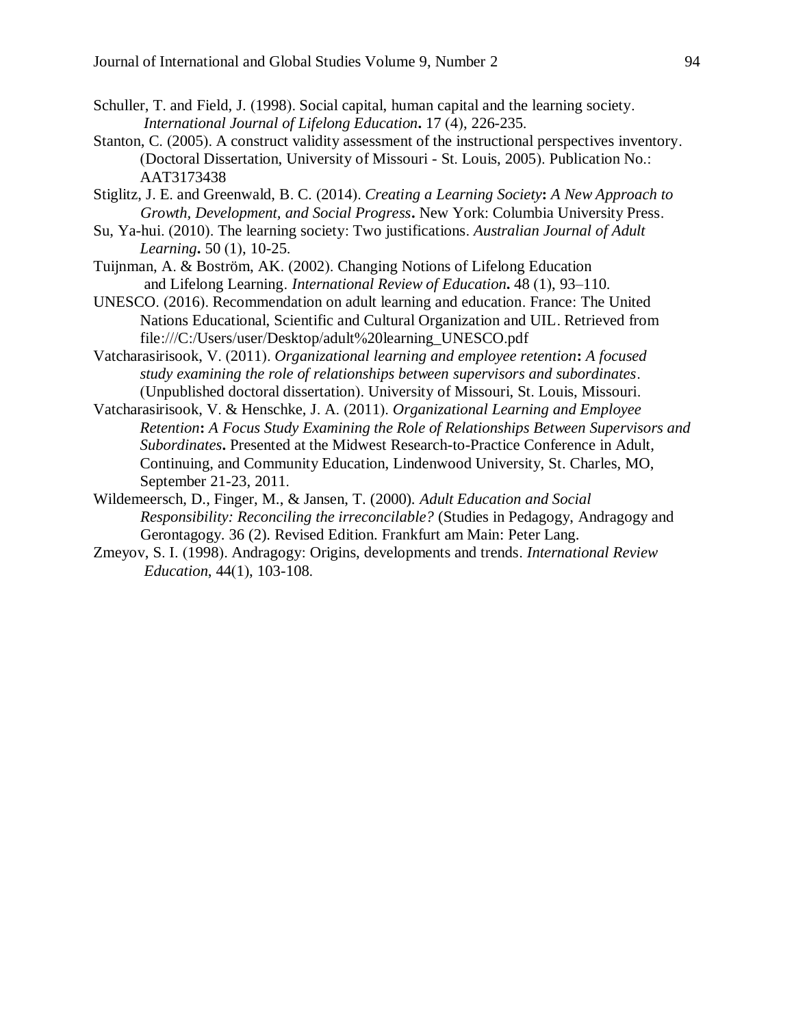Schuller, T. and Field, J. (1998). Social capital, human capital and the learning society. *International Journal of Lifelong Education***.** 17 (4), 226-235.

Stanton, C. (2005). A construct validity assessment of the instructional perspectives inventory. (Doctoral Dissertation, University of Missouri - St. Louis, 2005). Publication No.: AAT3173438

Stiglitz, J. E. and Greenwald, B. C. (2014). *Creating a Learning Society***:** *A New Approach to Growth, Development, and Social Progress***.** New York: Columbia University Press.

Su, Ya-hui. (2010). The learning society: Two justifications. *Australian Journal of Adult Learning***.** 50 (1), 10-25.

Tuijnman, A. & Boström, AK. (2002). Changing Notions of Lifelong Education and Lifelong Learning. *International Review of Education***.** 48 (1), 93–110.

UNESCO. (2016). Recommendation on adult learning and education. France: The United Nations Educational, Scientific and Cultural Organization and UIL. Retrieved from file:///C:/Users/user/Desktop/adult%20learning_UNESCO.pdf

Vatcharasirisook, V. (2011). *Organizational learning and employee retention***:** *A focused study examining the role of relationships between supervisors and subordinates*. (Unpublished doctoral dissertation). University of Missouri, St. Louis, Missouri.

Vatcharasirisook, V. & Henschke, J. A. (2011). *Organizational Learning and Employee Retention***:** *A Focus Study Examining the Role of Relationships Between Supervisors and Subordinates***.** Presented at the Midwest Research-to-Practice Conference in Adult, Continuing, and Community Education, Lindenwood University, St. Charles, MO, September 21-23, 2011.

Wildemeersch, D., Finger, M., & Jansen, T. (2000). *Adult Education and Social Responsibility: Reconciling the irreconcilable?* (Studies in Pedagogy, Andragogy and Gerontagogy. 36 (2). Revised Edition. Frankfurt am Main: Peter Lang.

Zmeyov, S. I. (1998). Andragogy: Origins, developments and trends. *International Review Education*, 44(1), 103-108.